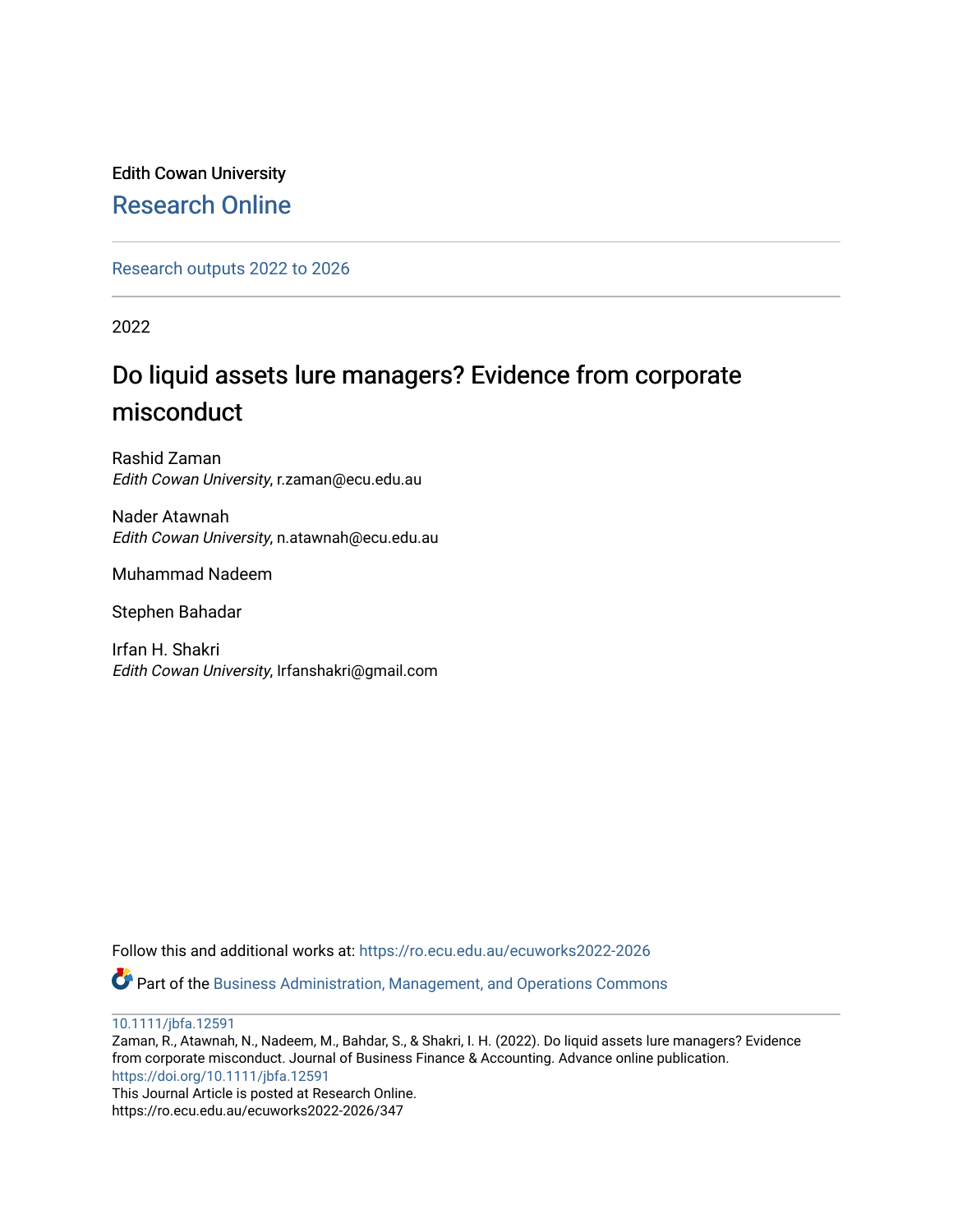Edith Cowan University

## Research Online

Research outputs 2022 to 2026

2022

# Do liquid assets lure managers? Evidence from corporate misconduct

Rashid Zaman
*Edith Cowan University*, r.zaman@ecu.edu.au

Nader Atawnah
*Edith Cowan University*, n.atawnah@ecu.edu.au

Muhammad Nadeem

Stephen Bahadar

Irfan H. Shakri
*Edith Cowan University*, Irfanshakri@gmail.com

Follow this and additional works at: https://ro.ecu.edu.au/ecuworks2022-2026

Part of the Business Administration, Management, and Operations Commons

10.1111/jbfa.12591
Zaman, R., Atawnah, N., Nadeem, M., Bahdar, S., & Shakri, I. H. (2022). Do liquid assets lure managers? Evidence from corporate misconduct. Journal of Business Finance & Accounting. Advance online publication. https://doi.org/10.1111/jbfa.12591
This Journal Article is posted at Research Online.
https://ro.ecu.edu.au/ecuworks2022-2026/347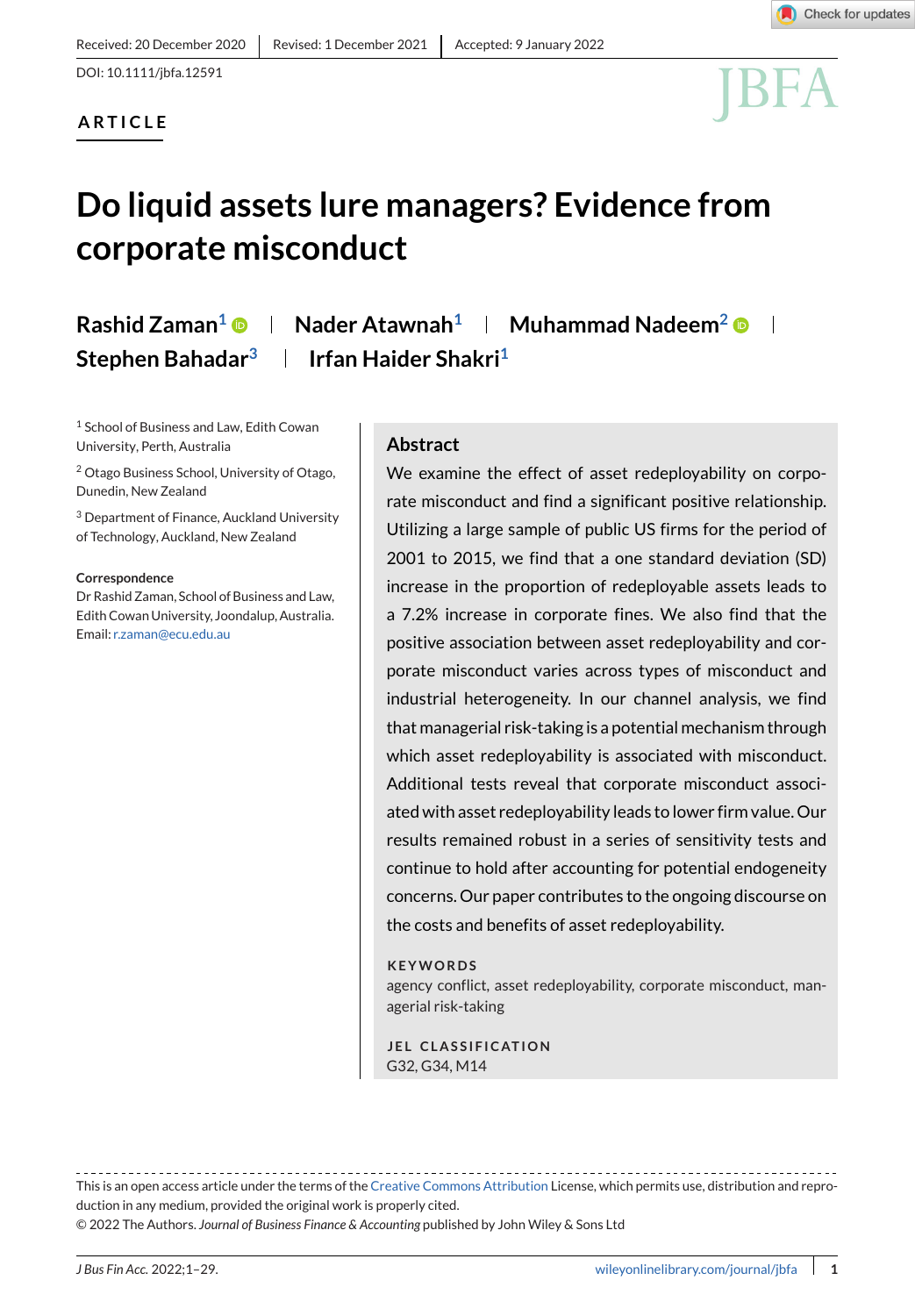Received: 20 December 2020 | Revised: 1 December 2021 | Accepted: 9 January 2022

DOI: 10.1111/jbfa.12591

**ARTICLE**

# Do liquid assets lure managers? Evidence from corporate misconduct

**Rashid Zaman**[1] | **Nader Atawnah**[1] | **Muhammad Nadeem**[2] | **Stephen Bahadar**[3] | **Irfan Haider Shakri**[1]

[1] School of Business and Law, Edith Cowan University, Perth, Australia

[2] Otago Business School, University of Otago, Dunedin, New Zealand

[3] Department of Finance, Auckland University of Technology, Auckland, New Zealand

**Correspondence**
Dr Rashid Zaman, School of Business and Law, Edith Cowan University, Joondalup, Australia.
Email: r.zaman@ecu.edu.au

## Abstract

We examine the effect of asset redeployability on corporate misconduct and find a significant positive relationship. Utilizing a large sample of public US firms for the period of 2001 to 2015, we find that a one standard deviation (SD) increase in the proportion of redeployable assets leads to a 7.2% increase in corporate fines. We also find that the positive association between asset redeployability and corporate misconduct varies across types of misconduct and industrial heterogeneity. In our channel analysis, we find that managerial risk-taking is a potential mechanism through which asset redeployability is associated with misconduct. Additional tests reveal that corporate misconduct associated with asset redeployability leads to lower firm value. Our results remained robust in a series of sensitivity tests and continue to hold after accounting for potential endogeneity concerns. Our paper contributes to the ongoing discourse on the costs and benefits of asset redeployability.

**KEYWORDS**

agency conflict, asset redeployability, corporate misconduct, managerial risk-taking

**JEL CLASSIFICATION**

G32, G34, M14

This is an open access article under the terms of the Creative Commons Attribution License, which permits use, distribution and reproduction in any medium, provided the original work is properly cited.

© 2022 The Authors. *Journal of Business Finance & Accounting* published by John Wiley & Sons Ltd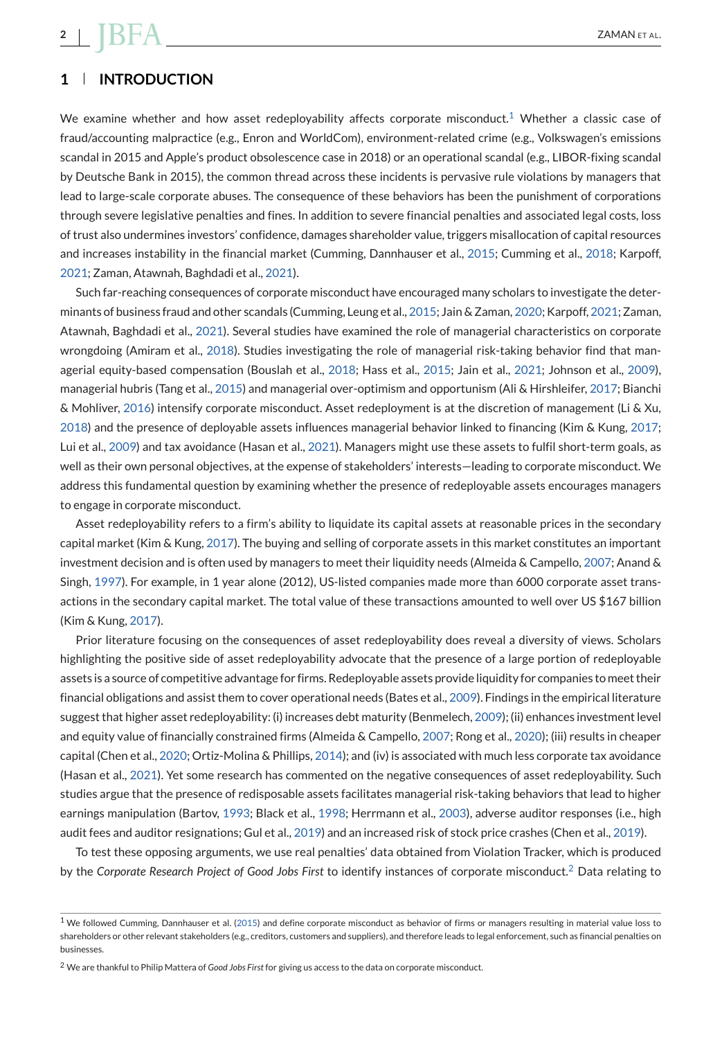## 1 | INTRODUCTION

We examine whether and how asset redeployability affects corporate misconduct.[1] Whether a classic case of fraud/accounting malpractice (e.g., Enron and WorldCom), environment-related crime (e.g., Volkswagen's emissions scandal in 2015 and Apple's product obsolescence case in 2018) or an operational scandal (e.g., LIBOR-fixing scandal by Deutsche Bank in 2015), the common thread across these incidents is pervasive rule violations by managers that lead to large-scale corporate abuses. The consequence of these behaviors has been the punishment of corporations through severe legislative penalties and fines. In addition to severe financial penalties and associated legal costs, loss of trust also undermines investors' confidence, damages shareholder value, triggers misallocation of capital resources and increases instability in the financial market (Cumming, Dannhauser et al., 2015; Cumming et al., 2018; Karpoff, 2021; Zaman, Atawnah, Baghdadi et al., 2021).

Such far-reaching consequences of corporate misconduct have encouraged many scholars to investigate the determinants of business fraud and other scandals (Cumming, Leung et al., 2015; Jain & Zaman, 2020; Karpoff, 2021; Zaman, Atawnah, Baghdadi et al., 2021). Several studies have examined the role of managerial characteristics on corporate wrongdoing (Amiram et al., 2018). Studies investigating the role of managerial risk-taking behavior find that managerial equity-based compensation (Bouslah et al., 2018; Hass et al., 2015; Jain et al., 2021; Johnson et al., 2009), managerial hubris (Tang et al., 2015) and managerial over-optimism and opportunism (Ali & Hirshleifer, 2017; Bianchi & Mohliver, 2016) intensify corporate misconduct. Asset redeployment is at the discretion of management (Li & Xu, 2018) and the presence of deployable assets influences managerial behavior linked to financing (Kim & Kung, 2017; Lui et al., 2009) and tax avoidance (Hasan et al., 2021). Managers might use these assets to fulfil short-term goals, as well as their own personal objectives, at the expense of stakeholders' interests—leading to corporate misconduct. We address this fundamental question by examining whether the presence of redeployable assets encourages managers to engage in corporate misconduct.

Asset redeployability refers to a firm's ability to liquidate its capital assets at reasonable prices in the secondary capital market (Kim & Kung, 2017). The buying and selling of corporate assets in this market constitutes an important investment decision and is often used by managers to meet their liquidity needs (Almeida & Campello, 2007; Anand & Singh, 1997). For example, in 1 year alone (2012), US-listed companies made more than 6000 corporate asset transactions in the secondary capital market. The total value of these transactions amounted to well over US $167 billion (Kim & Kung, 2017).

Prior literature focusing on the consequences of asset redeployability does reveal a diversity of views. Scholars highlighting the positive side of asset redeployability advocate that the presence of a large portion of redeployable assets is a source of competitive advantage for firms. Redeployable assets provide liquidity for companies to meet their financial obligations and assist them to cover operational needs (Bates et al., 2009). Findings in the empirical literature suggest that higher asset redeployability: (i) increases debt maturity (Benmelech, 2009); (ii) enhances investment level and equity value of financially constrained firms (Almeida & Campello, 2007; Rong et al., 2020); (iii) results in cheaper capital (Chen et al., 2020; Ortiz-Molina & Phillips, 2014); and (iv) is associated with much less corporate tax avoidance (Hasan et al., 2021). Yet some research has commented on the negative consequences of asset redeployability. Such studies argue that the presence of redisposable assets facilitates managerial risk-taking behaviors that lead to higher earnings manipulation (Bartov, 1993; Black et al., 1998; Herrmann et al., 2003), adverse auditor responses (i.e., high audit fees and auditor resignations; Gul et al., 2019) and an increased risk of stock price crashes (Chen et al., 2019).

To test these opposing arguments, we use real penalties' data obtained from Violation Tracker, which is produced by the *Corporate Research Project of Good Jobs First* to identify instances of corporate misconduct.[2] Data relating to

---

[1] We followed Cumming, Dannhauser et al. (2015) and define corporate misconduct as behavior of firms or managers resulting in material value loss to shareholders or other relevant stakeholders (e.g., creditors, customers and suppliers), and therefore leads to legal enforcement, such as financial penalties on businesses.

[2] We are thankful to Philip Mattera of *Good Jobs First* for giving us access to the data on corporate misconduct.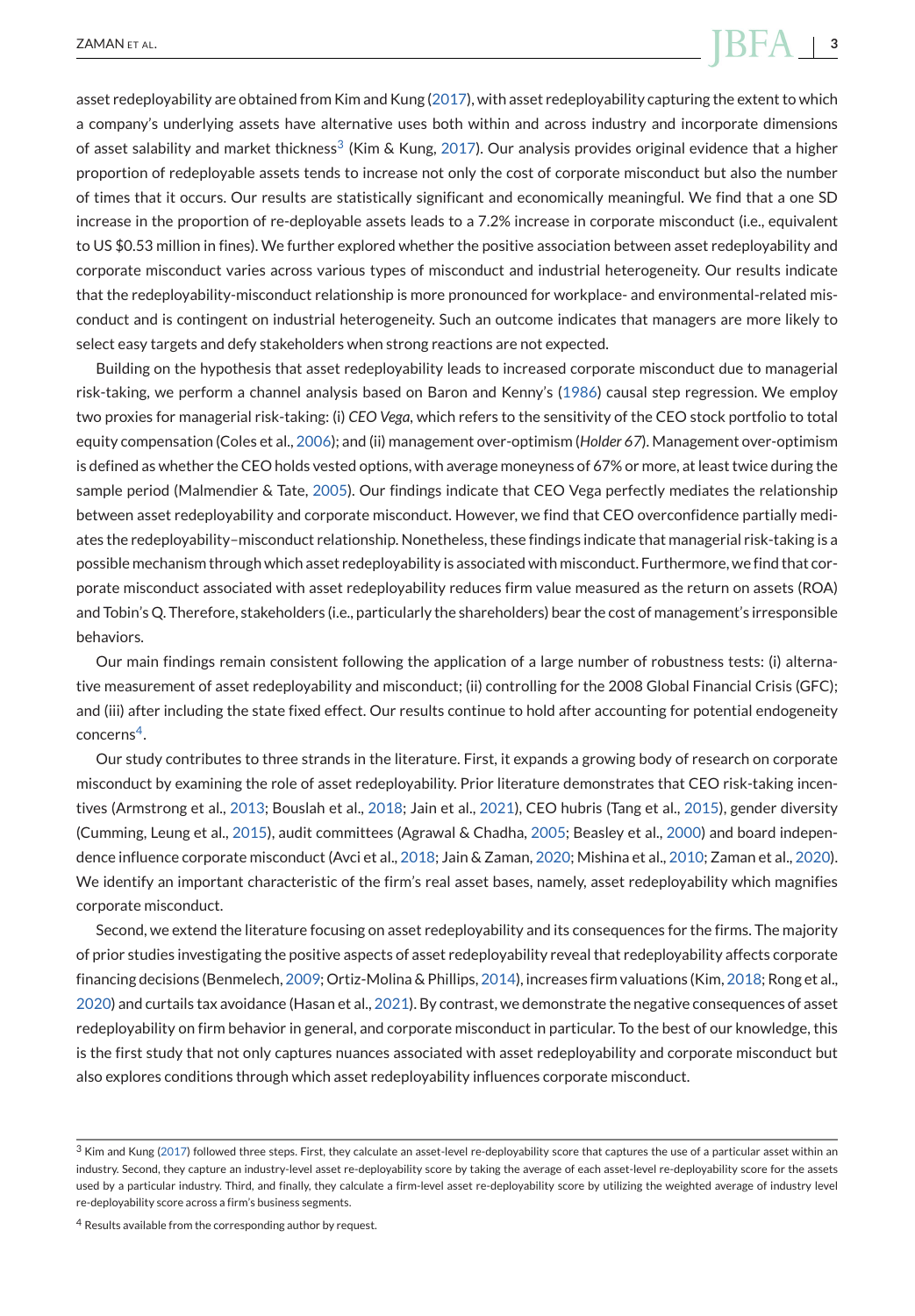asset redeployability are obtained from Kim and Kung (2017), with asset redeployability capturing the extent to which a company's underlying assets have alternative uses both within and across industry and incorporate dimensions of asset salability and market thickness[3] (Kim & Kung, 2017). Our analysis provides original evidence that a higher proportion of redeployable assets tends to increase not only the cost of corporate misconduct but also the number of times that it occurs. Our results are statistically significant and economically meaningful. We find that a one SD increase in the proportion of re-deployable assets leads to a 7.2% increase in corporate misconduct (i.e., equivalent to US $0.53 million in fines). We further explored whether the positive association between asset redeployability and corporate misconduct varies across various types of misconduct and industrial heterogeneity. Our results indicate that the redeployability-misconduct relationship is more pronounced for workplace- and environmental-related misconduct and is contingent on industrial heterogeneity. Such an outcome indicates that managers are more likely to select easy targets and defy stakeholders when strong reactions are not expected.

Building on the hypothesis that asset redeployability leads to increased corporate misconduct due to managerial risk-taking, we perform a channel analysis based on Baron and Kenny's (1986) causal step regression. We employ two proxies for managerial risk-taking: (i) *CEO Vega*, which refers to the sensitivity of the CEO stock portfolio to total equity compensation (Coles et al., 2006); and (ii) management over-optimism (*Holder 67*). Management over-optimism is defined as whether the CEO holds vested options, with average moneyness of 67% or more, at least twice during the sample period (Malmendier & Tate, 2005). Our findings indicate that CEO Vega perfectly mediates the relationship between asset redeployability and corporate misconduct. However, we find that CEO overconfidence partially mediates the redeployability–misconduct relationship. Nonetheless, these findings indicate that managerial risk-taking is a possible mechanism through which asset redeployability is associated with misconduct. Furthermore, we find that corporate misconduct associated with asset redeployability reduces firm value measured as the return on assets (ROA) and Tobin's Q. Therefore, stakeholders (i.e., particularly the shareholders) bear the cost of management's irresponsible behaviors.

Our main findings remain consistent following the application of a large number of robustness tests: (i) alternative measurement of asset redeployability and misconduct; (ii) controlling for the 2008 Global Financial Crisis (GFC); and (iii) after including the state fixed effect. Our results continue to hold after accounting for potential endogeneity concerns[4].

Our study contributes to three strands in the literature. First, it expands a growing body of research on corporate misconduct by examining the role of asset redeployability. Prior literature demonstrates that CEO risk-taking incentives (Armstrong et al., 2013; Bouslah et al., 2018; Jain et al., 2021), CEO hubris (Tang et al., 2015), gender diversity (Cumming, Leung et al., 2015), audit committees (Agrawal & Chadha, 2005; Beasley et al., 2000) and board independence influence corporate misconduct (Avci et al., 2018; Jain & Zaman, 2020; Mishina et al., 2010; Zaman et al., 2020). We identify an important characteristic of the firm's real asset bases, namely, asset redeployability which magnifies corporate misconduct.

Second, we extend the literature focusing on asset redeployability and its consequences for the firms. The majority of prior studies investigating the positive aspects of asset redeployability reveal that redeployability affects corporate financing decisions (Benmelech, 2009; Ortiz-Molina & Phillips, 2014), increases firm valuations (Kim, 2018; Rong et al., 2020) and curtails tax avoidance (Hasan et al., 2021). By contrast, we demonstrate the negative consequences of asset redeployability on firm behavior in general, and corporate misconduct in particular. To the best of our knowledge, this is the first study that not only captures nuances associated with asset redeployability and corporate misconduct but also explores conditions through which asset redeployability influences corporate misconduct.

[3] Kim and Kung (2017) followed three steps. First, they calculate an asset-level re-deployability score that captures the use of a particular asset within an industry. Second, they capture an industry-level asset re-deployability score by taking the average of each asset-level re-deployability score for the assets used by a particular industry. Third, and finally, they calculate a firm-level asset re-deployability score by utilizing the weighted average of industry level re-deployability score across a firm's business segments.

[4] Results available from the corresponding author by request.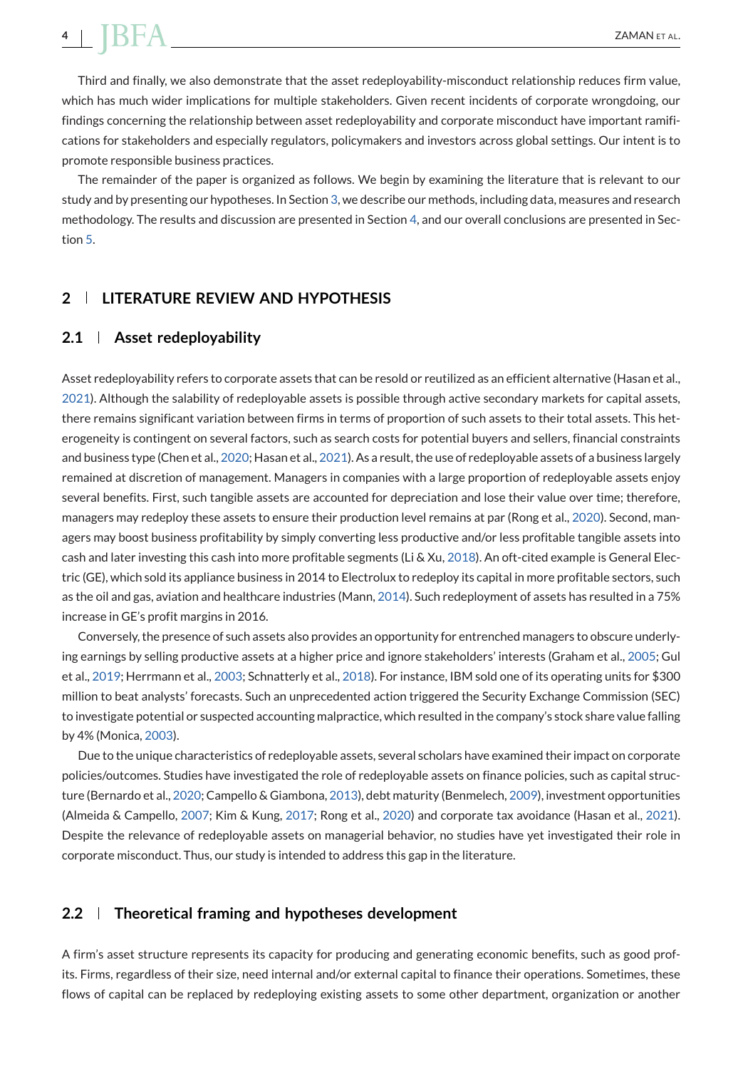Third and finally, we also demonstrate that the asset redeployability-misconduct relationship reduces firm value, which has much wider implications for multiple stakeholders. Given recent incidents of corporate wrongdoing, our findings concerning the relationship between asset redeployability and corporate misconduct have important ramifications for stakeholders and especially regulators, policymakers and investors across global settings. Our intent is to promote responsible business practices.

The remainder of the paper is organized as follows. We begin by examining the literature that is relevant to our study and by presenting our hypotheses. In Section 3, we describe our methods, including data, measures and research methodology. The results and discussion are presented in Section 4, and our overall conclusions are presented in Section 5.

## 2 | LITERATURE REVIEW AND HYPOTHESIS

### 2.1 | Asset redeployability

Asset redeployability refers to corporate assets that can be resold or reutilized as an efficient alternative (Hasan et al., 2021). Although the salability of redeployable assets is possible through active secondary markets for capital assets, there remains significant variation between firms in terms of proportion of such assets to their total assets. This heterogeneity is contingent on several factors, such as search costs for potential buyers and sellers, financial constraints and business type (Chen et al., 2020; Hasan et al., 2021). As a result, the use of redeployable assets of a business largely remained at discretion of management. Managers in companies with a large proportion of redeployable assets enjoy several benefits. First, such tangible assets are accounted for depreciation and lose their value over time; therefore, managers may redeploy these assets to ensure their production level remains at par (Rong et al., 2020). Second, managers may boost business profitability by simply converting less productive and/or less profitable tangible assets into cash and later investing this cash into more profitable segments (Li & Xu, 2018). An oft-cited example is General Electric (GE), which sold its appliance business in 2014 to Electrolux to redeploy its capital in more profitable sectors, such as the oil and gas, aviation and healthcare industries (Mann, 2014). Such redeployment of assets has resulted in a 75% increase in GE's profit margins in 2016.

Conversely, the presence of such assets also provides an opportunity for entrenched managers to obscure underlying earnings by selling productive assets at a higher price and ignore stakeholders' interests (Graham et al., 2005; Gul et al., 2019; Herrmann et al., 2003; Schnatterly et al., 2018). For instance, IBM sold one of its operating units for $300 million to beat analysts' forecasts. Such an unprecedented action triggered the Security Exchange Commission (SEC) to investigate potential or suspected accounting malpractice, which resulted in the company's stock share value falling by 4% (Monica, 2003).

Due to the unique characteristics of redeployable assets, several scholars have examined their impact on corporate policies/outcomes. Studies have investigated the role of redeployable assets on finance policies, such as capital structure (Bernardo et al., 2020; Campello & Giambona, 2013), debt maturity (Benmelech, 2009), investment opportunities (Almeida & Campello, 2007; Kim & Kung, 2017; Rong et al., 2020) and corporate tax avoidance (Hasan et al., 2021). Despite the relevance of redeployable assets on managerial behavior, no studies have yet investigated their role in corporate misconduct. Thus, our study is intended to address this gap in the literature.

### 2.2 | Theoretical framing and hypotheses development

A firm's asset structure represents its capacity for producing and generating economic benefits, such as good profits. Firms, regardless of their size, need internal and/or external capital to finance their operations. Sometimes, these flows of capital can be replaced by redeploying existing assets to some other department, organization or another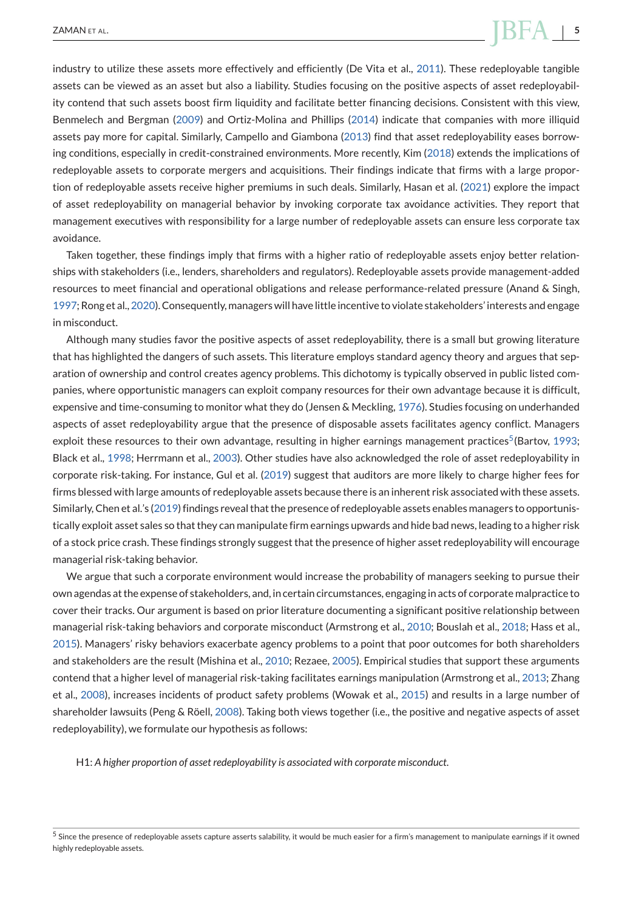industry to utilize these assets more effectively and efficiently (De Vita et al., 2011). These redeployable tangible assets can be viewed as an asset but also a liability. Studies focusing on the positive aspects of asset redeployability contend that such assets boost firm liquidity and facilitate better financing decisions. Consistent with this view, Benmelech and Bergman (2009) and Ortiz-Molina and Phillips (2014) indicate that companies with more illiquid assets pay more for capital. Similarly, Campello and Giambona (2013) find that asset redeployability eases borrowing conditions, especially in credit-constrained environments. More recently, Kim (2018) extends the implications of redeployable assets to corporate mergers and acquisitions. Their findings indicate that firms with a large proportion of redeployable assets receive higher premiums in such deals. Similarly, Hasan et al. (2021) explore the impact of asset redeployability on managerial behavior by invoking corporate tax avoidance activities. They report that management executives with responsibility for a large number of redeployable assets can ensure less corporate tax avoidance.

Taken together, these findings imply that firms with a higher ratio of redeployable assets enjoy better relationships with stakeholders (i.e., lenders, shareholders and regulators). Redeployable assets provide management-added resources to meet financial and operational obligations and release performance-related pressure (Anand & Singh, 1997; Rong et al., 2020). Consequently, managers will have little incentive to violate stakeholders' interests and engage in misconduct.

Although many studies favor the positive aspects of asset redeployability, there is a small but growing literature that has highlighted the dangers of such assets. This literature employs standard agency theory and argues that separation of ownership and control creates agency problems. This dichotomy is typically observed in public listed companies, where opportunistic managers can exploit company resources for their own advantage because it is difficult, expensive and time-consuming to monitor what they do (Jensen & Meckling, 1976). Studies focusing on underhanded aspects of asset redeployability argue that the presence of disposable assets facilitates agency conflict. Managers exploit these resources to their own advantage, resulting in higher earnings management practices[5](Bartov, 1993; Black et al., 1998; Herrmann et al., 2003). Other studies have also acknowledged the role of asset redeployability in corporate risk-taking. For instance, Gul et al. (2019) suggest that auditors are more likely to charge higher fees for firms blessed with large amounts of redeployable assets because there is an inherent risk associated with these assets. Similarly, Chen et al.'s (2019) findings reveal that the presence of redeployable assets enables managers to opportunistically exploit asset sales so that they can manipulate firm earnings upwards and hide bad news, leading to a higher risk of a stock price crash. These findings strongly suggest that the presence of higher asset redeployability will encourage managerial risk-taking behavior.

We argue that such a corporate environment would increase the probability of managers seeking to pursue their own agendas at the expense of stakeholders, and, in certain circumstances, engaging in acts of corporate malpractice to cover their tracks. Our argument is based on prior literature documenting a significant positive relationship between managerial risk-taking behaviors and corporate misconduct (Armstrong et al., 2010; Bouslah et al., 2018; Hass et al., 2015). Managers' risky behaviors exacerbate agency problems to a point that poor outcomes for both shareholders and stakeholders are the result (Mishina et al., 2010; Rezaee, 2005). Empirical studies that support these arguments contend that a higher level of managerial risk-taking facilitates earnings manipulation (Armstrong et al., 2013; Zhang et al., 2008), increases incidents of product safety problems (Wowak et al., 2015) and results in a large number of shareholder lawsuits (Peng & Röell, 2008). Taking both views together (i.e., the positive and negative aspects of asset redeployability), we formulate our hypothesis as follows:

H1: *A higher proportion of asset redeployability is associated with corporate misconduct.*

[5] Since the presence of redeployable assets capture asserts salability, it would be much easier for a firm's management to manipulate earnings if it owned highly redeployable assets.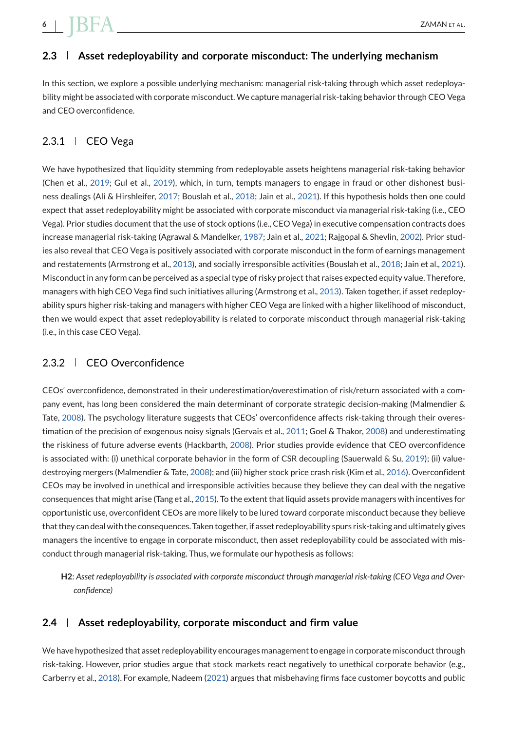## 2.3 | Asset redeployability and corporate misconduct: The underlying mechanism

In this section, we explore a possible underlying mechanism: managerial risk-taking through which asset redeployability might be associated with corporate misconduct. We capture managerial risk-taking behavior through CEO Vega and CEO overconfidence.

### 2.3.1 | CEO Vega

We have hypothesized that liquidity stemming from redeployable assets heightens managerial risk-taking behavior (Chen et al., 2019; Gul et al., 2019), which, in turn, tempts managers to engage in fraud or other dishonest business dealings (Ali & Hirshleifer, 2017; Bouslah et al., 2018; Jain et al., 2021). If this hypothesis holds then one could expect that asset redeployability might be associated with corporate misconduct via managerial risk-taking (i.e., CEO Vega). Prior studies document that the use of stock options (i.e., CEO Vega) in executive compensation contracts does increase managerial risk-taking (Agrawal & Mandelker, 1987; Jain et al., 2021; Rajgopal & Shevlin, 2002). Prior studies also reveal that CEO Vega is positively associated with corporate misconduct in the form of earnings management and restatements (Armstrong et al., 2013), and socially irresponsible activities (Bouslah et al., 2018; Jain et al., 2021). Misconduct in any form can be perceived as a special type of risky project that raises expected equity value. Therefore, managers with high CEO Vega find such initiatives alluring (Armstrong et al., 2013). Taken together, if asset redeployability spurs higher risk-taking and managers with higher CEO Vega are linked with a higher likelihood of misconduct, then we would expect that asset redeployability is related to corporate misconduct through managerial risk-taking (i.e., in this case CEO Vega).

### 2.3.2 | CEO Overconfidence

CEOs' overconfidence, demonstrated in their underestimation/overestimation of risk/return associated with a company event, has long been considered the main determinant of corporate strategic decision-making (Malmendier & Tate, 2008). The psychology literature suggests that CEOs' overconfidence affects risk-taking through their overestimation of the precision of exogenous noisy signals (Gervais et al., 2011; Goel & Thakor, 2008) and underestimating the riskiness of future adverse events (Hackbarth, 2008). Prior studies provide evidence that CEO overconfidence is associated with: (i) unethical corporate behavior in the form of CSR decoupling (Sauerwald & Su, 2019); (ii) value-destroying mergers (Malmendier & Tate, 2008); and (iii) higher stock price crash risk (Kim et al., 2016). Overconfident CEOs may be involved in unethical and irresponsible activities because they believe they can deal with the negative consequences that might arise (Tang et al., 2015). To the extent that liquid assets provide managers with incentives for opportunistic use, overconfident CEOs are more likely to be lured toward corporate misconduct because they believe that they can deal with the consequences. Taken together, if asset redeployability spurs risk-taking and ultimately gives managers the incentive to engage in corporate misconduct, then asset redeployability could be associated with misconduct through managerial risk-taking. Thus, we formulate our hypothesis as follows:

**H2**: *Asset redeployability is associated with corporate misconduct through managerial risk-taking (CEO Vega and Overconfidence)*

## 2.4 | Asset redeployability, corporate misconduct and firm value

We have hypothesized that asset redeployability encourages management to engage in corporate misconduct through risk-taking. However, prior studies argue that stock markets react negatively to unethical corporate behavior (e.g., Carberry et al., 2018). For example, Nadeem (2021) argues that misbehaving firms face customer boycotts and public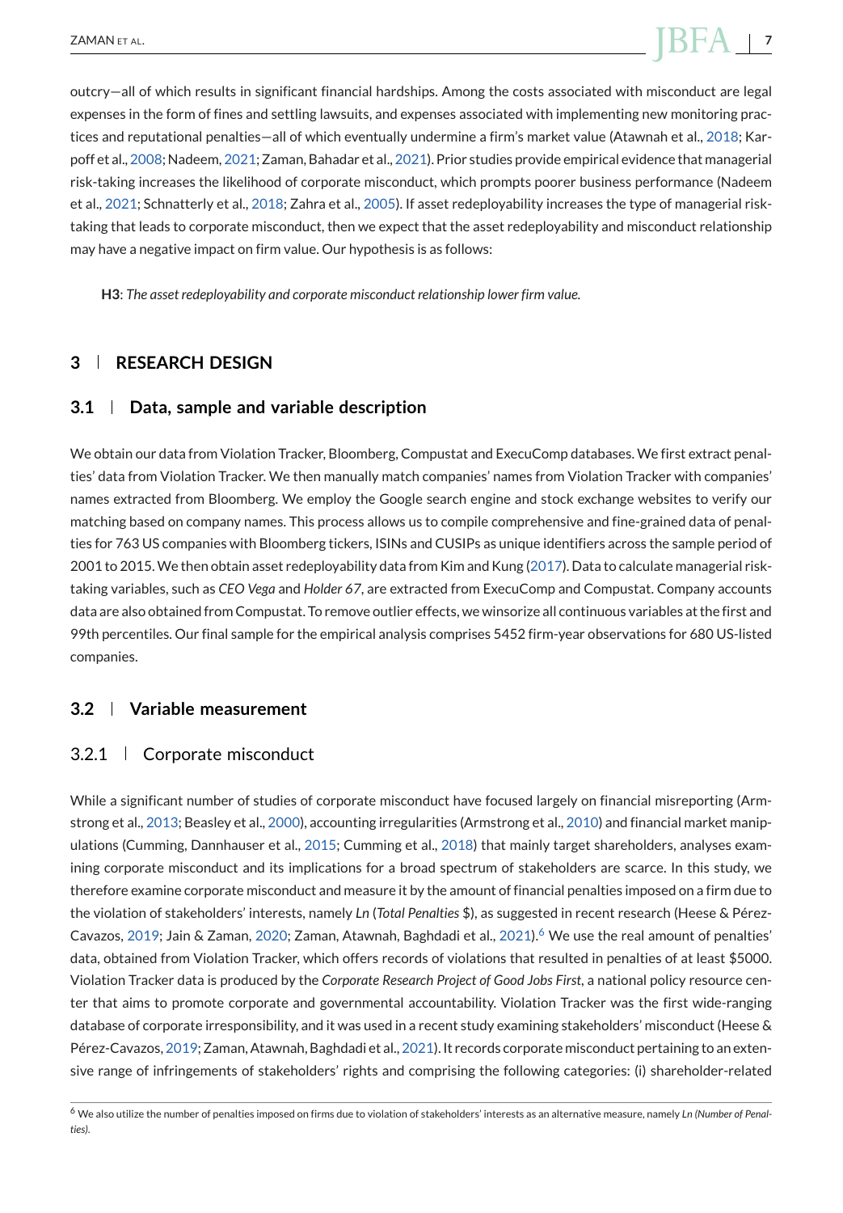outcry—all of which results in significant financial hardships. Among the costs associated with misconduct are legal expenses in the form of fines and settling lawsuits, and expenses associated with implementing new monitoring practices and reputational penalties—all of which eventually undermine a firm's market value (Atawnah et al., 2018; Karpoff et al., 2008; Nadeem, 2021; Zaman, Bahadar et al., 2021). Prior studies provide empirical evidence that managerial risk-taking increases the likelihood of corporate misconduct, which prompts poorer business performance (Nadeem et al., 2021; Schnatterly et al., 2018; Zahra et al., 2005). If asset redeployability increases the type of managerial risk-taking that leads to corporate misconduct, then we expect that the asset redeployability and misconduct relationship may have a negative impact on firm value. Our hypothesis is as follows:

> **H3**: *The asset redeployability and corporate misconduct relationship lower firm value.*

## 3 | RESEARCH DESIGN

### 3.1 | Data, sample and variable description

We obtain our data from Violation Tracker, Bloomberg, Compustat and ExecuComp databases. We first extract penalties' data from Violation Tracker. We then manually match companies' names from Violation Tracker with companies' names extracted from Bloomberg. We employ the Google search engine and stock exchange websites to verify our matching based on company names. This process allows us to compile comprehensive and fine-grained data of penalties for 763 US companies with Bloomberg tickers, ISINs and CUSIPs as unique identifiers across the sample period of 2001 to 2015. We then obtain asset redeployability data from Kim and Kung (2017). Data to calculate managerial risk-taking variables, such as *CEO Vega* and *Holder 67*, are extracted from ExecuComp and Compustat. Company accounts data are also obtained from Compustat. To remove outlier effects, we winsorize all continuous variables at the first and 99th percentiles. Our final sample for the empirical analysis comprises 5452 firm-year observations for 680 US-listed companies.

### 3.2 | Variable measurement

#### 3.2.1 | Corporate misconduct

While a significant number of studies of corporate misconduct have focused largely on financial misreporting (Armstrong et al., 2013; Beasley et al., 2000), accounting irregularities (Armstrong et al., 2010) and financial market manipulations (Cumming, Dannhauser et al., 2015; Cumming et al., 2018) that mainly target shareholders, analyses examining corporate misconduct and its implications for a broad spectrum of stakeholders are scarce. In this study, we therefore examine corporate misconduct and measure it by the amount of financial penalties imposed on a firm due to the violation of stakeholders' interests, namely *Ln* (*Total Penalties* $), as suggested in recent research (Heese & Pérez-Cavazos, 2019; Jain & Zaman, 2020; Zaman, Atawnah, Baghdadi et al., 2021).[6] We use the real amount of penalties' data, obtained from Violation Tracker, which offers records of violations that resulted in penalties of at least $5000. Violation Tracker data is produced by the *Corporate Research Project of Good Jobs First*, a national policy resource center that aims to promote corporate and governmental accountability. Violation Tracker was the first wide-ranging database of corporate irresponsibility, and it was used in a recent study examining stakeholders' misconduct (Heese & Pérez-Cavazos, 2019; Zaman, Atawnah, Baghdadi et al., 2021). It records corporate misconduct pertaining to an extensive range of infringements of stakeholders' rights and comprising the following categories: (i) shareholder-related

---

[6] We also utilize the number of penalties imposed on firms due to violation of stakeholders' interests as an alternative measure, namely *Ln (Number of Penalties)*.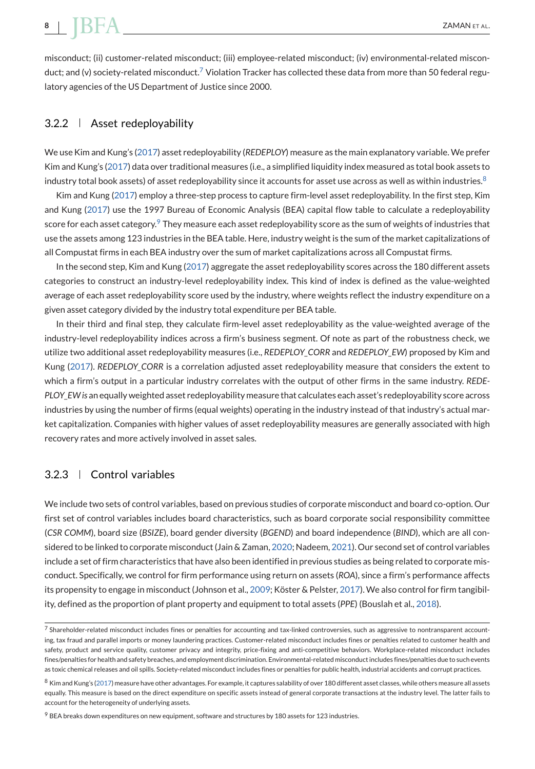misconduct; (ii) customer-related misconduct; (iii) employee-related misconduct; (iv) environmental-related misconduct; and (v) society-related misconduct.[7] Violation Tracker has collected these data from more than 50 federal regulatory agencies of the US Department of Justice since 2000.

### 3.2.2 | Asset redeployability

We use Kim and Kung's (2017) asset redeployability (*REDEPLOY*) measure as the main explanatory variable. We prefer Kim and Kung's (2017) data over traditional measures (i.e., a simplified liquidity index measured as total book assets to industry total book assets) of asset redeployability since it accounts for asset use across as well as within industries.[8]

Kim and Kung (2017) employ a three-step process to capture firm-level asset redeployability. In the first step, Kim and Kung (2017) use the 1997 Bureau of Economic Analysis (BEA) capital flow table to calculate a redeployability score for each asset category.[9] They measure each asset redeployability score as the sum of weights of industries that use the assets among 123 industries in the BEA table. Here, industry weight is the sum of the market capitalizations of all Compustat firms in each BEA industry over the sum of market capitalizations across all Compustat firms.

In the second step, Kim and Kung (2017) aggregate the asset redeployability scores across the 180 different assets categories to construct an industry-level redeployability index. This kind of index is defined as the value-weighted average of each asset redeployability score used by the industry, where weights reflect the industry expenditure on a given asset category divided by the industry total expenditure per BEA table.

In their third and final step, they calculate firm-level asset redeployability as the value-weighted average of the industry-level redeployability indices across a firm's business segment. Of note as part of the robustness check, we utilize two additional asset redeployability measures (i.e., *REDEPLOY_CORR* and *REDEPLOY_EW*) proposed by Kim and Kung (2017). *REDEPLOY_CORR* is a correlation adjusted asset redeployability measure that considers the extent to which a firm's output in a particular industry correlates with the output of other firms in the same industry. *REDEPLOY_EW is* an equally weighted asset redeployability measure that calculates each asset's redeployability score across industries by using the number of firms (equal weights) operating in the industry instead of that industry's actual market capitalization. Companies with higher values of asset redeployability measures are generally associated with high recovery rates and more actively involved in asset sales.

### 3.2.3 | Control variables

We include two sets of control variables, based on previous studies of corporate misconduct and board co-option. Our first set of control variables includes board characteristics, such as board corporate social responsibility committee (*CSR COMM*), board size (*BSIZE*), board gender diversity (*BGEND*) and board independence (*BIND*), which are all considered to be linked to corporate misconduct (Jain & Zaman, 2020; Nadeem, 2021). Our second set of control variables include a set of firm characteristics that have also been identified in previous studies as being related to corporate misconduct. Specifically, we control for firm performance using return on assets (*ROA*), since a firm's performance affects its propensity to engage in misconduct (Johnson et al., 2009; Köster & Pelster, 2017). We also control for firm tangibility, defined as the proportion of plant property and equipment to total assets (*PPE*) (Bouslah et al., 2018).

---

[7] Shareholder-related misconduct includes fines or penalties for accounting and tax-linked controversies, such as aggressive to nontransparent accounting, tax fraud and parallel imports or money laundering practices. Customer-related misconduct includes fines or penalties related to customer health and safety, product and service quality, customer privacy and integrity, price-fixing and anti-competitive behaviors. Workplace-related misconduct includes fines/penalties for health and safety breaches, and employment discrimination. Environmental-related misconduct includes fines/penalties due to such events as toxic chemical releases and oil spills. Society-related misconduct includes fines or penalties for public health, industrial accidents and corrupt practices.

[8] Kim and Kung's (2017) measure have other advantages. For example, it captures salability of over 180 different asset classes, while others measure all assets equally. This measure is based on the direct expenditure on specific assets instead of general corporate transactions at the industry level. The latter fails to account for the heterogeneity of underlying assets.

[9] BEA breaks down expenditures on new equipment, software and structures by 180 assets for 123 industries.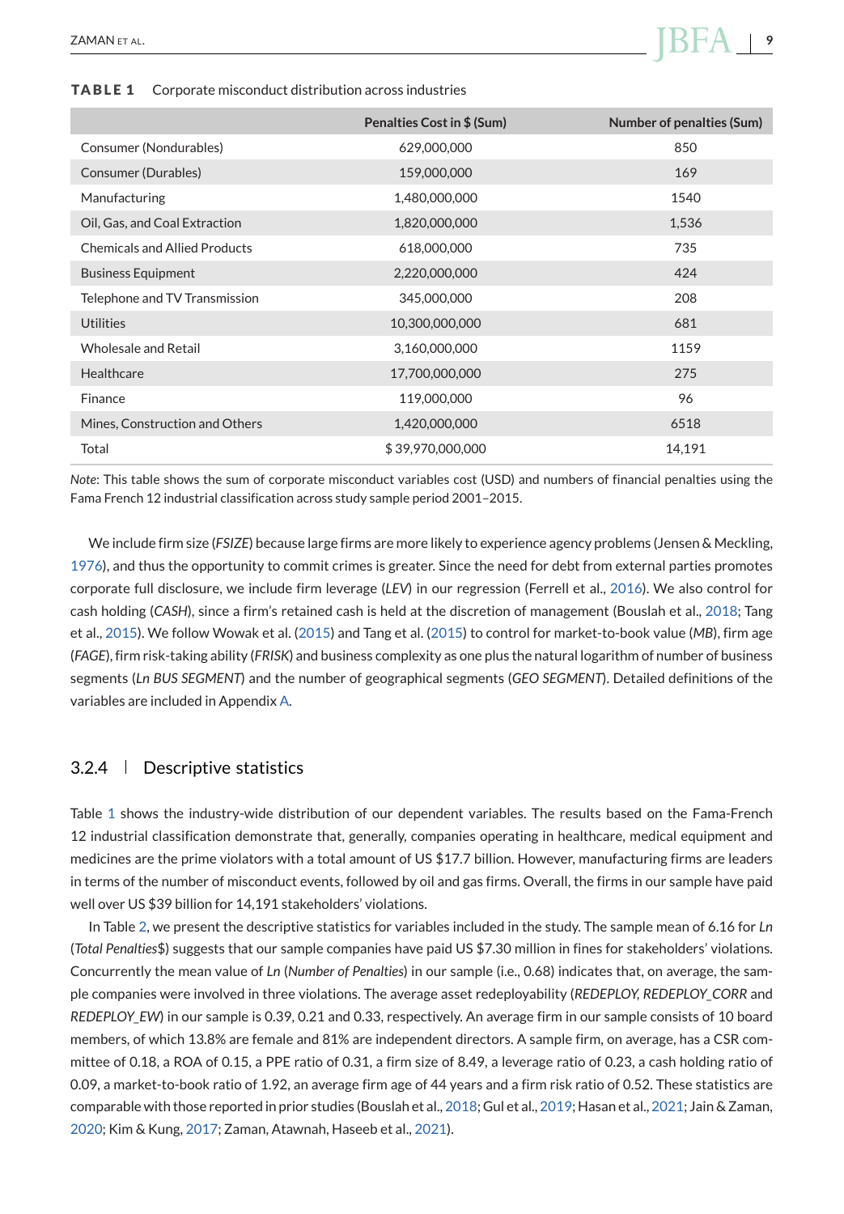**TABLE 1** Corporate misconduct distribution across industries

| | Penalties Cost in $ (Sum) | Number of penalties (Sum) |
|---|---|---|
| Consumer (Nondurables) | 629,000,000 | 850 |
| Consumer (Durables) | 159,000,000 | 169 |
| Manufacturing | 1,480,000,000 | 1540 |
| Oil, Gas, and Coal Extraction | 1,820,000,000 | 1,536 |
| Chemicals and Allied Products | 618,000,000 | 735 |
| Business Equipment | 2,220,000,000 | 424 |
| Telephone and TV Transmission | 345,000,000 | 208 |
| Utilities | 10,300,000,000 | 681 |
| Wholesale and Retail | 3,160,000,000 | 1159 |
| Healthcare | 17,700,000,000 | 275 |
| Finance | 119,000,000 | 96 |
| Mines, Construction and Others | 1,420,000,000 | 6518 |
| Total | $ 39,970,000,000 | 14,191 |

*Note*: This table shows the sum of corporate misconduct variables cost (USD) and numbers of financial penalties using the Fama French 12 industrial classification across study sample period 2001–2015.

We include firm size (*FSIZE*) because large firms are more likely to experience agency problems (Jensen & Meckling, 1976), and thus the opportunity to commit crimes is greater. Since the need for debt from external parties promotes corporate full disclosure, we include firm leverage (*LEV*) in our regression (Ferrell et al., 2016). We also control for cash holding (*CASH*), since a firm's retained cash is held at the discretion of management (Bouslah et al., 2018; Tang et al., 2015). We follow Wowak et al. (2015) and Tang et al. (2015) to control for market-to-book value (*MB*), firm age (*FAGE*), firm risk-taking ability (*FRISK*) and business complexity as one plus the natural logarithm of number of business segments (*Ln BUS SEGMENT*) and the number of geographical segments (*GEO SEGMENT*). Detailed definitions of the variables are included in Appendix A.

### 3.2.4 | Descriptive statistics

Table 1 shows the industry-wide distribution of our dependent variables. The results based on the Fama-French 12 industrial classification demonstrate that, generally, companies operating in healthcare, medical equipment and medicines are the prime violators with a total amount of US $17.7 billion. However, manufacturing firms are leaders in terms of the number of misconduct events, followed by oil and gas firms. Overall, the firms in our sample have paid well over US $39 billion for 14,191 stakeholders' violations.

In Table 2, we present the descriptive statistics for variables included in the study. The sample mean of 6.16 for *Ln* (*Total Penalties*$) suggests that our sample companies have paid US $7.30 million in fines for stakeholders' violations. Concurrently the mean value of *Ln* (*Number of Penalties*) in our sample (i.e., 0.68) indicates that, on average, the sample companies were involved in three violations. The average asset redeployability (*REDEPLOY, REDEPLOY_CORR* and *REDEPLOY_EW*) in our sample is 0.39, 0.21 and 0.33, respectively. An average firm in our sample consists of 10 board members, of which 13.8% are female and 81% are independent directors. A sample firm, on average, has a CSR committee of 0.18, a ROA of 0.15, a PPE ratio of 0.31, a firm size of 8.49, a leverage ratio of 0.23, a cash holding ratio of 0.09, a market-to-book ratio of 1.92, an average firm age of 44 years and a firm risk ratio of 0.52. These statistics are comparable with those reported in prior studies (Bouslah et al., 2018; Gul et al., 2019; Hasan et al., 2021; Jain & Zaman, 2020; Kim & Kung, 2017; Zaman, Atawnah, Haseeb et al., 2021).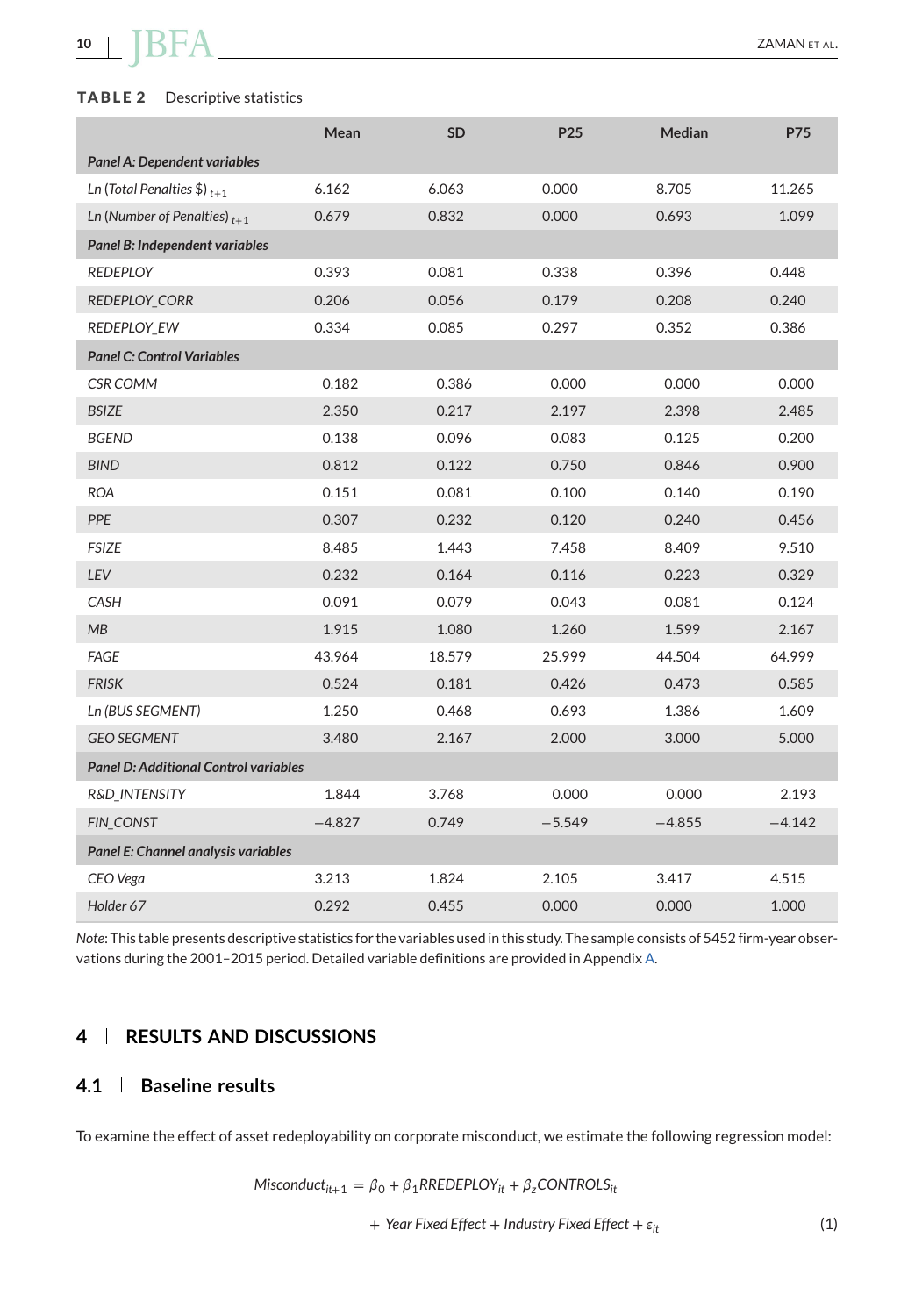**TABLE 2** Descriptive statistics

| | Mean | SD | P25 | Median | P75 |
|---|---|---|---|---|---|
| ***Panel A: Dependent variables*** | | | | | |
| *Ln (Total Penalties \$)* $_{t+1}$ | 6.162 | 6.063 | 0.000 | 8.705 | 11.265 |
| *Ln (Number of Penalties)* $_{t+1}$ | 0.679 | 0.832 | 0.000 | 0.693 | 1.099 |
| ***Panel B: Independent variables*** | | | | | |
| *REDEPLOY* | 0.393 | 0.081 | 0.338 | 0.396 | 0.448 |
| *REDEPLOY_CORR* | 0.206 | 0.056 | 0.179 | 0.208 | 0.240 |
| *REDEPLOY_EW* | 0.334 | 0.085 | 0.297 | 0.352 | 0.386 |
| ***Panel C: Control Variables*** | | | | | |
| *CSR COMM* | 0.182 | 0.386 | 0.000 | 0.000 | 0.000 |
| *BSIZE* | 2.350 | 0.217 | 2.197 | 2.398 | 2.485 |
| *BGEND* | 0.138 | 0.096 | 0.083 | 0.125 | 0.200 |
| *BIND* | 0.812 | 0.122 | 0.750 | 0.846 | 0.900 |
| *ROA* | 0.151 | 0.081 | 0.100 | 0.140 | 0.190 |
| *PPE* | 0.307 | 0.232 | 0.120 | 0.240 | 0.456 |
| *FSIZE* | 8.485 | 1.443 | 7.458 | 8.409 | 9.510 |
| *LEV* | 0.232 | 0.164 | 0.116 | 0.223 | 0.329 |
| *CASH* | 0.091 | 0.079 | 0.043 | 0.081 | 0.124 |
| *MB* | 1.915 | 1.080 | 1.260 | 1.599 | 2.167 |
| *FAGE* | 43.964 | 18.579 | 25.999 | 44.504 | 64.999 |
| *FRISK* | 0.524 | 0.181 | 0.426 | 0.473 | 0.585 |
| *Ln (BUS SEGMENT)* | 1.250 | 0.468 | 0.693 | 1.386 | 1.609 |
| *GEO SEGMENT* | 3.480 | 2.167 | 2.000 | 3.000 | 5.000 |
| ***Panel D: Additional Control variables*** | | | | | |
| *R&D_INTENSITY* | 1.844 | 3.768 | 0.000 | 0.000 | 2.193 |
| *FIN_CONST* | −4.827 | 0.749 | −5.549 | −4.855 | −4.142 |
| ***Panel E: Channel analysis variables*** | | | | | |
| *CEO Vega* | 3.213 | 1.824 | 2.105 | 3.417 | 4.515 |
| *Holder 67* | 0.292 | 0.455 | 0.000 | 0.000 | 1.000 |

*Note*: This table presents descriptive statistics for the variables used in this study. The sample consists of 5452 firm-year observations during the 2001–2015 period. Detailed variable definitions are provided in Appendix A.

## 4 RESULTS AND DISCUSSIONS

### 4.1 Baseline results

To examine the effect of asset redeployability on corporate misconduct, we estimate the following regression model:

$$Misconduct_{it+1} = \beta_0 + \beta_1 RREDEPLOY_{it} + \beta_z CONTROLS_{it} + Year\ Fixed\ Effect + Industry\ Fixed\ Effect + \varepsilon_{it} \quad (1)$$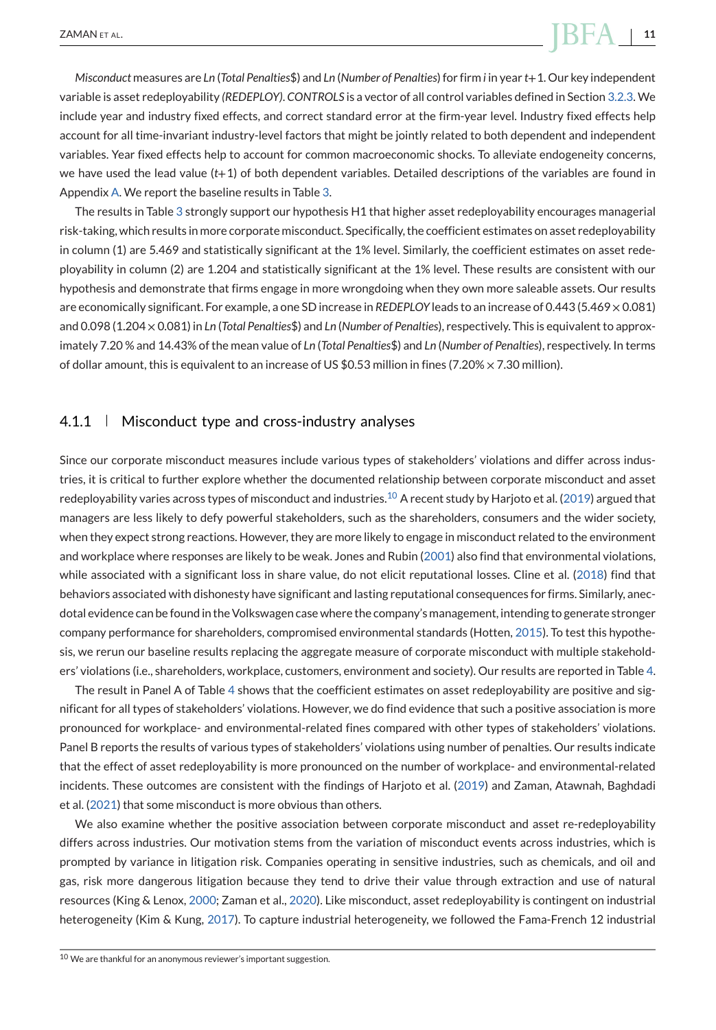*Misconduct* measures are *Ln* (*Total Penalties*\$) and *Ln* (*Number of Penalties*) for firm *i* in year *t*+1. Our key independent variable is asset redeployability *(REDEPLOY)*. *CONTROLS* is a vector of all control variables defined in Section 3.2.3. We include year and industry fixed effects, and correct standard error at the firm-year level. Industry fixed effects help account for all time-invariant industry-level factors that might be jointly related to both dependent and independent variables. Year fixed effects help to account for common macroeconomic shocks. To alleviate endogeneity concerns, we have used the lead value (*t*+1) of both dependent variables. Detailed descriptions of the variables are found in Appendix A. We report the baseline results in Table 3.

The results in Table 3 strongly support our hypothesis H1 that higher asset redeployability encourages managerial risk-taking, which results in more corporate misconduct. Specifically, the coefficient estimates on asset redeployability in column (1) are 5.469 and statistically significant at the 1% level. Similarly, the coefficient estimates on asset redeployability in column (2) are 1.204 and statistically significant at the 1% level. These results are consistent with our hypothesis and demonstrate that firms engage in more wrongdoing when they own more saleable assets. Our results are economically significant. For example, a one SD increase in *REDEPLOY* leads to an increase of 0.443 ($5.469 \times 0.081$) and 0.098 ($1.204 \times 0.081$) in *Ln* (*Total Penalties*\$) and *Ln* (*Number of Penalties*), respectively. This is equivalent to approximately 7.20 % and 14.43% of the mean value of *Ln* (*Total Penalties*\$) and *Ln* (*Number of Penalties*), respectively. In terms of dollar amount, this is equivalent to an increase of US \$0.53 million in fines ($7.20\% \times 7.30$ million).

### 4.1.1 | Misconduct type and cross-industry analyses

Since our corporate misconduct measures include various types of stakeholders' violations and differ across industries, it is critical to further explore whether the documented relationship between corporate misconduct and asset redeployability varies across types of misconduct and industries.[10] A recent study by Harjoto et al. (2019) argued that managers are less likely to defy powerful stakeholders, such as the shareholders, consumers and the wider society, when they expect strong reactions. However, they are more likely to engage in misconduct related to the environment and workplace where responses are likely to be weak. Jones and Rubin (2001) also find that environmental violations, while associated with a significant loss in share value, do not elicit reputational losses. Cline et al. (2018) find that behaviors associated with dishonesty have significant and lasting reputational consequences for firms. Similarly, anecdotal evidence can be found in the Volkswagen case where the company's management, intending to generate stronger company performance for shareholders, compromised environmental standards (Hotten, 2015). To test this hypothesis, we rerun our baseline results replacing the aggregate measure of corporate misconduct with multiple stakeholders' violations (i.e., shareholders, workplace, customers, environment and society). Our results are reported in Table 4.

The result in Panel A of Table 4 shows that the coefficient estimates on asset redeployability are positive and significant for all types of stakeholders' violations. However, we do find evidence that such a positive association is more pronounced for workplace- and environmental-related fines compared with other types of stakeholders' violations. Panel B reports the results of various types of stakeholders' violations using number of penalties. Our results indicate that the effect of asset redeployability is more pronounced on the number of workplace- and environmental-related incidents. These outcomes are consistent with the findings of Harjoto et al. (2019) and Zaman, Atawnah, Baghdadi et al. (2021) that some misconduct is more obvious than others.

We also examine whether the positive association between corporate misconduct and asset re-redeployability differs across industries. Our motivation stems from the variation of misconduct events across industries, which is prompted by variance in litigation risk. Companies operating in sensitive industries, such as chemicals, and oil and gas, risk more dangerous litigation because they tend to drive their value through extraction and use of natural resources (King & Lenox, 2000; Zaman et al., 2020). Like misconduct, asset redeployability is contingent on industrial heterogeneity (Kim & Kung, 2017). To capture industrial heterogeneity, we followed the Fama-French 12 industrial

---

[10] We are thankful for an anonymous reviewer's important suggestion.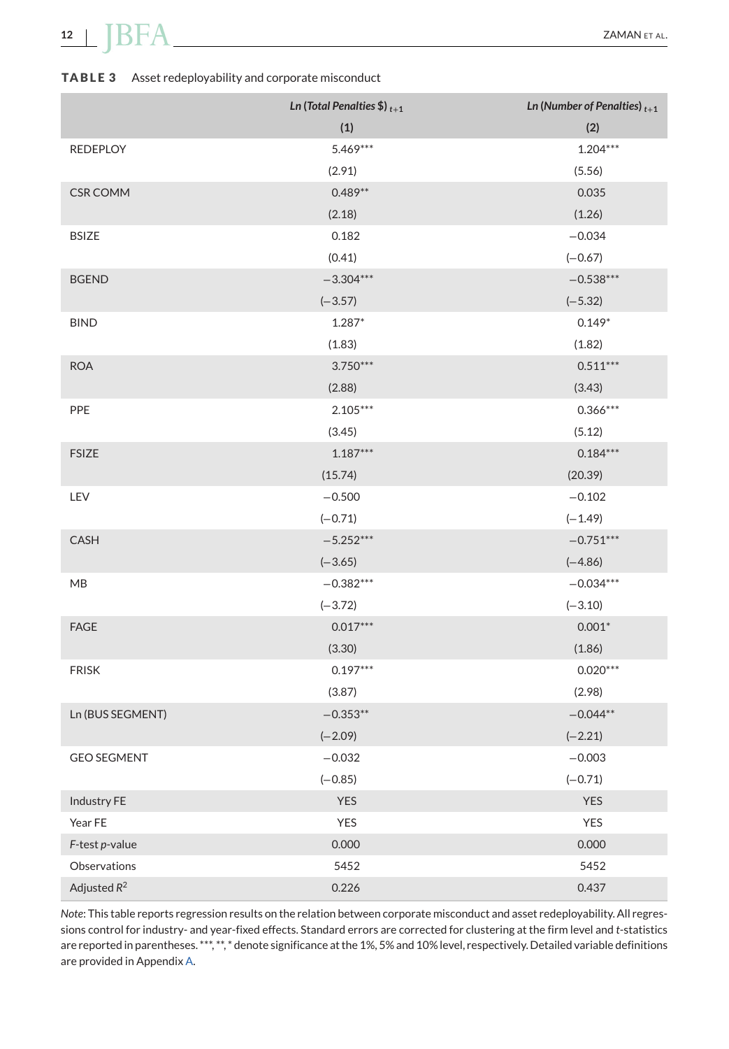**TABLE 3** Asset redeployability and corporate misconduct

| | *Ln (Total Penalties $)* $_{t+1}$ | *Ln (Number of Penalties)* $_{t+1}$ |
|---|---|---|
| | **(1)** | **(2)** |
| REDEPLOY | 5.469*** | 1.204*** |
| | (2.91) | (5.56) |
| CSR COMM | 0.489** | 0.035 |
| | (2.18) | (1.26) |
| BSIZE | 0.182 | −0.034 |
| | (0.41) | (−0.67) |
| BGEND | −3.304*** | −0.538*** |
| | (−3.57) | (−5.32) |
| BIND | 1.287* | 0.149* |
| | (1.83) | (1.82) |
| ROA | 3.750*** | 0.511*** |
| | (2.88) | (3.43) |
| PPE | 2.105*** | 0.366*** |
| | (3.45) | (5.12) |
| FSIZE | 1.187*** | 0.184*** |
| | (15.74) | (20.39) |
| LEV | −0.500 | −0.102 |
| | (−0.71) | (−1.49) |
| CASH | −5.252*** | −0.751*** |
| | (−3.65) | (−4.86) |
| MB | −0.382*** | −0.034*** |
| | (−3.72) | (−3.10) |
| FAGE | 0.017*** | 0.001* |
| | (3.30) | (1.86) |
| FRISK | 0.197*** | 0.020*** |
| | (3.87) | (2.98) |
| Ln (BUS SEGMENT) | −0.353** | −0.044** |
| | (−2.09) | (−2.21) |
| GEO SEGMENT | −0.032 | −0.003 |
| | (−0.85) | (−0.71) |
| Industry FE | YES | YES |
| Year FE | YES | YES |
| *F*-test *p*-value | 0.000 | 0.000 |
| Observations | 5452 | 5452 |
| Adjusted $R^2$ | 0.226 | 0.437 |

*Note*: This table reports regression results on the relation between corporate misconduct and asset redeployability. All regressions control for industry- and year-fixed effects. Standard errors are corrected for clustering at the firm level and *t*-statistics are reported in parentheses. ***, **, * denote significance at the 1%, 5% and 10% level, respectively. Detailed variable definitions are provided in Appendix A.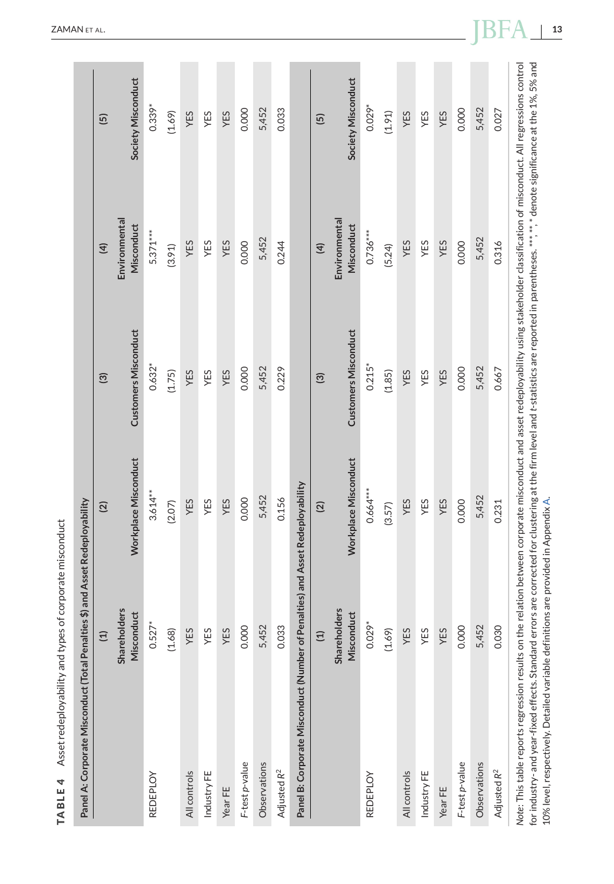**TABLE 4** Asset redeployability and types of corporate misconduct

| Panel A: Corporate Misconduct (Total Penalties $) and Asset Redeployability | | | | | |
|---|---|---|---|---|---|
| | (1) | (2) | (3) | (4) | (5) |
| | Shareholders Misconduct | Workplace Misconduct | Customers Misconduct | Environmental Misconduct | Society Misconduct |
| REDEPLOY | 0.527* | 3.614** | 0.632* | 5.371*** | 0.339* |
| | (1.68) | (2.07) | (1.75) | (3.91) | (1.69) |
| All controls | YES | YES | YES | YES | YES |
| Industry FE | YES | YES | YES | YES | YES |
| Year FE | YES | YES | YES | YES | YES |
| *F*-test *p*-value | 0.000 | 0.000 | 0.000 | 0.000 | 0.000 |
| Observations | 5,452 | 5,452 | 5,452 | 5,452 | 5,452 |
| Adjusted $R^2$ | 0.033 | 0.156 | 0.229 | 0.244 | 0.033 |
| **Panel B: Corporate Misconduct (Number of Penalties) and Asset Redeployability** | | | | | |
| | (1) | (2) | (3) | (4) | (5) |
| | Shareholders Misconduct | Workplace Misconduct | Customers Misconduct | Environmental Misconduct | Society Misconduct |
| REDEPLOY | 0.029* | 0.664*** | 0.215* | 0.736*** | 0.029* |
| | (1.69) | (3.57) | (1.85) | (5.24) | (1.91) |
| All controls | YES | YES | YES | YES | YES |
| Industry FE | YES | YES | YES | YES | YES |
| Year FE | YES | YES | YES | YES | YES |
| *F*-test *p*-value | 0.000 | 0.000 | 0.000 | 0.000 | 0.000 |
| Observations | 5,452 | 5,452 | 5,452 | 5,452 | 5,452 |
| Adjusted $R^2$ | 0.030 | 0.231 | 0.667 | 0.316 | 0.027 |

*Note*: This table reports regression results on the relation between corporate misconduct and asset redeployability using stakeholder classification of misconduct. All regressions control for industry- and year-fixed effects. Standard errors are corrected for clustering at the firm level and *t*-statistics are reported in parentheses. ***, **, * denote significance at the 1%, 5% and 10% level, respectively. Detailed variable definitions are provided in Appendix A.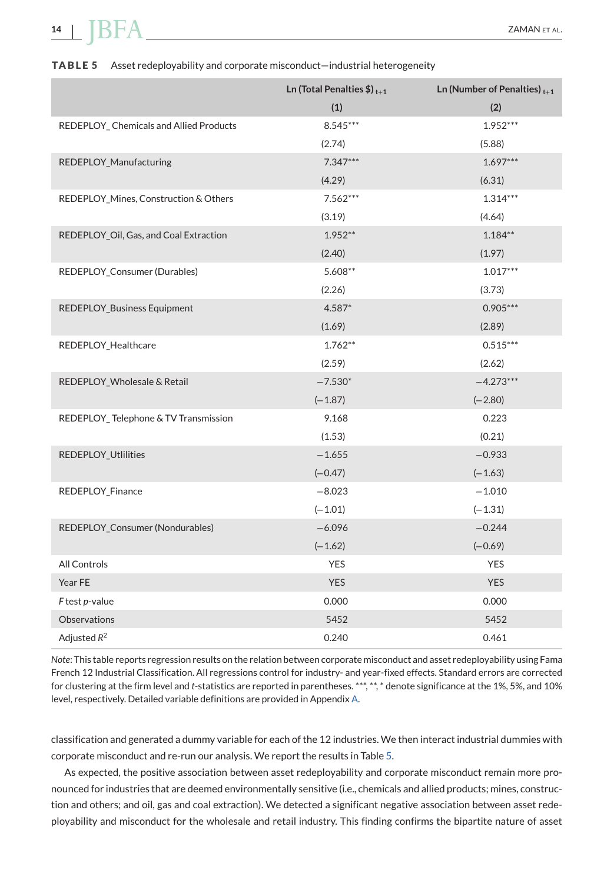**TABLE 5** Asset redeployability and corporate misconduct—industrial heterogeneity

| | Ln (Total Penalties \$) $_{t+1}$ | Ln (Number of Penalties) $_{t+1}$ |
|---|---|---|
| | (1) | (2) |
| REDEPLOY_ Chemicals and Allied Products | 8.545*** | 1.952*** |
| | (2.74) | (5.88) |
| REDEPLOY_Manufacturing | 7.347*** | 1.697*** |
| | (4.29) | (6.31) |
| REDEPLOY_Mines, Construction & Others | 7.562*** | 1.314*** |
| | (3.19) | (4.64) |
| REDEPLOY_Oil, Gas, and Coal Extraction | 1.952** | 1.184** |
| | (2.40) | (1.97) |
| REDEPLOY_Consumer (Durables) | 5.608** | 1.017*** |
| | (2.26) | (3.73) |
| REDEPLOY_Business Equipment | 4.587* | 0.905*** |
| | (1.69) | (2.89) |
| REDEPLOY_Healthcare | 1.762** | 0.515*** |
| | (2.59) | (2.62) |
| REDEPLOY_Wholesale & Retail | −7.530* | −4.273*** |
| | (−1.87) | (−2.80) |
| REDEPLOY_ Telephone & TV Transmission | 9.168 | 0.223 |
| | (1.53) | (0.21) |
| REDEPLOY_Utlilities | −1.655 | −0.933 |
| | (−0.47) | (−1.63) |
| REDEPLOY_Finance | −8.023 | −1.010 |
| | (−1.01) | (−1.31) |
| REDEPLOY_Consumer (Nondurables) | −6.096 | −0.244 |
| | (−1.62) | (−0.69) |
| All Controls | YES | YES |
| Year FE | YES | YES |
| *F* test *p*-value | 0.000 | 0.000 |
| Observations | 5452 | 5452 |
| Adjusted $R^2$ | 0.240 | 0.461 |

*Note*: This table reports regression results on the relation between corporate misconduct and asset redeployability using Fama French 12 Industrial Classification. All regressions control for industry- and year-fixed effects. Standard errors are corrected for clustering at the firm level and *t*-statistics are reported in parentheses. ***, **, * denote significance at the 1%, 5%, and 10% level, respectively. Detailed variable definitions are provided in Appendix A.

classification and generated a dummy variable for each of the 12 industries. We then interact industrial dummies with corporate misconduct and re-run our analysis. We report the results in Table 5.

As expected, the positive association between asset redeployability and corporate misconduct remain more pronounced for industries that are deemed environmentally sensitive (i.e., chemicals and allied products; mines, construction and others; and oil, gas and coal extraction). We detected a significant negative association between asset redeployability and misconduct for the wholesale and retail industry. This finding confirms the bipartite nature of asset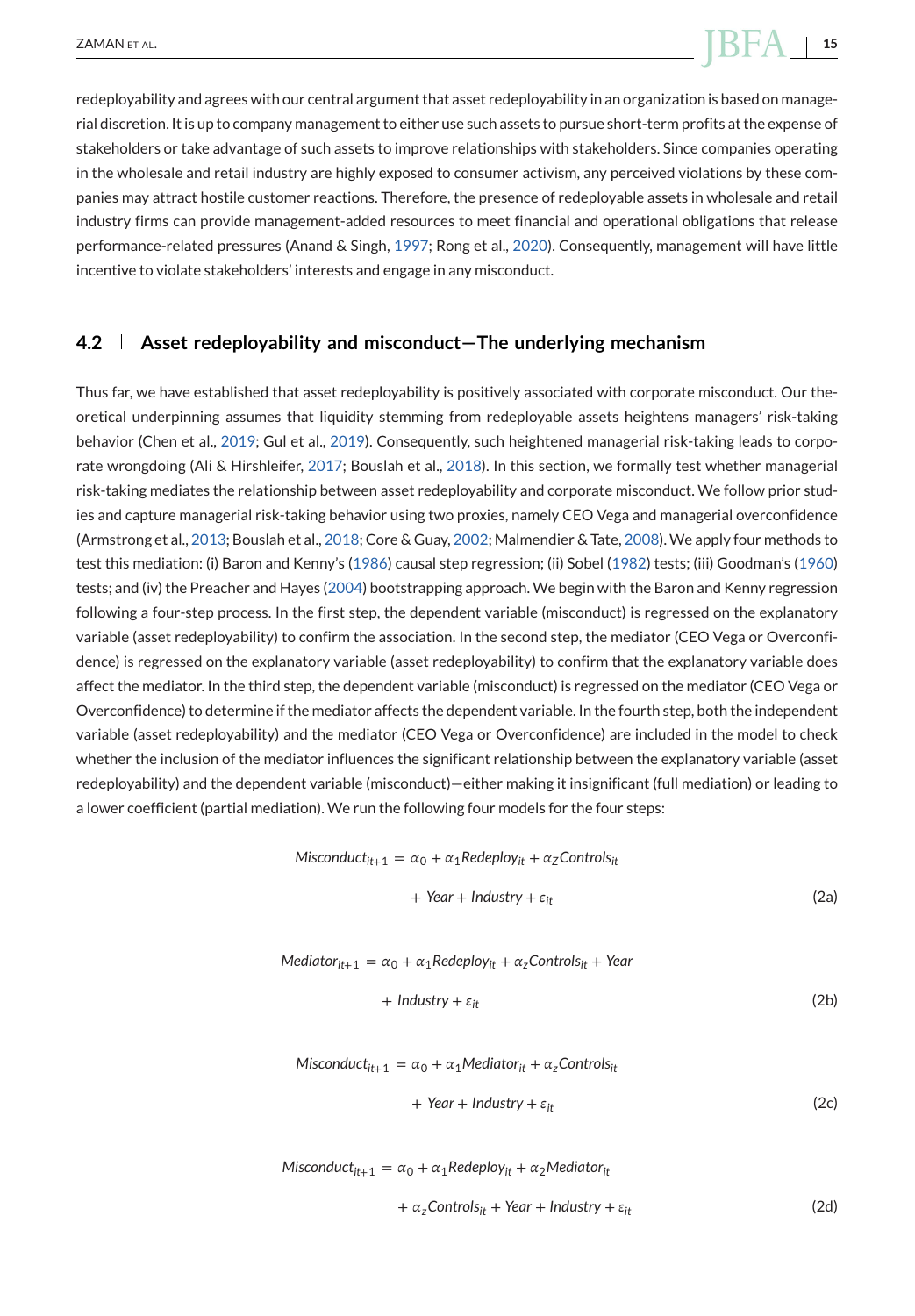redeployability and agrees with our central argument that asset redeployability in an organization is based on managerial discretion. It is up to company management to either use such assets to pursue short-term profits at the expense of stakeholders or take advantage of such assets to improve relationships with stakeholders. Since companies operating in the wholesale and retail industry are highly exposed to consumer activism, any perceived violations by these companies may attract hostile customer reactions. Therefore, the presence of redeployable assets in wholesale and retail industry firms can provide management-added resources to meet financial and operational obligations that release performance-related pressures (Anand & Singh, 1997; Rong et al., 2020). Consequently, management will have little incentive to violate stakeholders' interests and engage in any misconduct.

## 4.2 Asset redeployability and misconduct—The underlying mechanism

Thus far, we have established that asset redeployability is positively associated with corporate misconduct. Our theoretical underpinning assumes that liquidity stemming from redeployable assets heightens managers' risk-taking behavior (Chen et al., 2019; Gul et al., 2019). Consequently, such heightened managerial risk-taking leads to corporate wrongdoing (Ali & Hirshleifer, 2017; Bouslah et al., 2018). In this section, we formally test whether managerial risk-taking mediates the relationship between asset redeployability and corporate misconduct. We follow prior studies and capture managerial risk-taking behavior using two proxies, namely CEO Vega and managerial overconfidence (Armstrong et al., 2013; Bouslah et al., 2018; Core & Guay, 2002; Malmendier & Tate, 2008). We apply four methods to test this mediation: (i) Baron and Kenny's (1986) causal step regression; (ii) Sobel (1982) tests; (iii) Goodman's (1960) tests; and (iv) the Preacher and Hayes (2004) bootstrapping approach. We begin with the Baron and Kenny regression following a four-step process. In the first step, the dependent variable (misconduct) is regressed on the explanatory variable (asset redeployability) to confirm the association. In the second step, the mediator (CEO Vega or Overconfidence) is regressed on the explanatory variable (asset redeployability) to confirm that the explanatory variable does affect the mediator. In the third step, the dependent variable (misconduct) is regressed on the mediator (CEO Vega or Overconfidence) to determine if the mediator affects the dependent variable. In the fourth step, both the independent variable (asset redeployability) and the mediator (CEO Vega or Overconfidence) are included in the model to check whether the inclusion of the mediator influences the significant relationship between the explanatory variable (asset redeployability) and the dependent variable (misconduct)—either making it insignificant (full mediation) or leading to a lower coefficient (partial mediation). We run the following four models for the four steps:

$$Misconduct_{it+1} = \alpha_0 + \alpha_1 Redeploy_{it} + \alpha_Z Controls_{it} + Year + Industry + \varepsilon_{it} \tag{2a}$$

$$Mediator_{it+1} = \alpha_0 + \alpha_1 Redeploy_{it} + \alpha_z Controls_{it} + Year + Industry + \varepsilon_{it} \tag{2b}$$

$$Misconduct_{it+1} = \alpha_0 + \alpha_1 Mediator_{it} + \alpha_z Controls_{it} + Year + Industry + \varepsilon_{it} \tag{2c}$$

$$Misconduct_{it+1} = \alpha_0 + \alpha_1 Redeploy_{it} + \alpha_2 Mediator_{it} + \alpha_z Controls_{it} + Year + Industry + \varepsilon_{it} \tag{2d}$$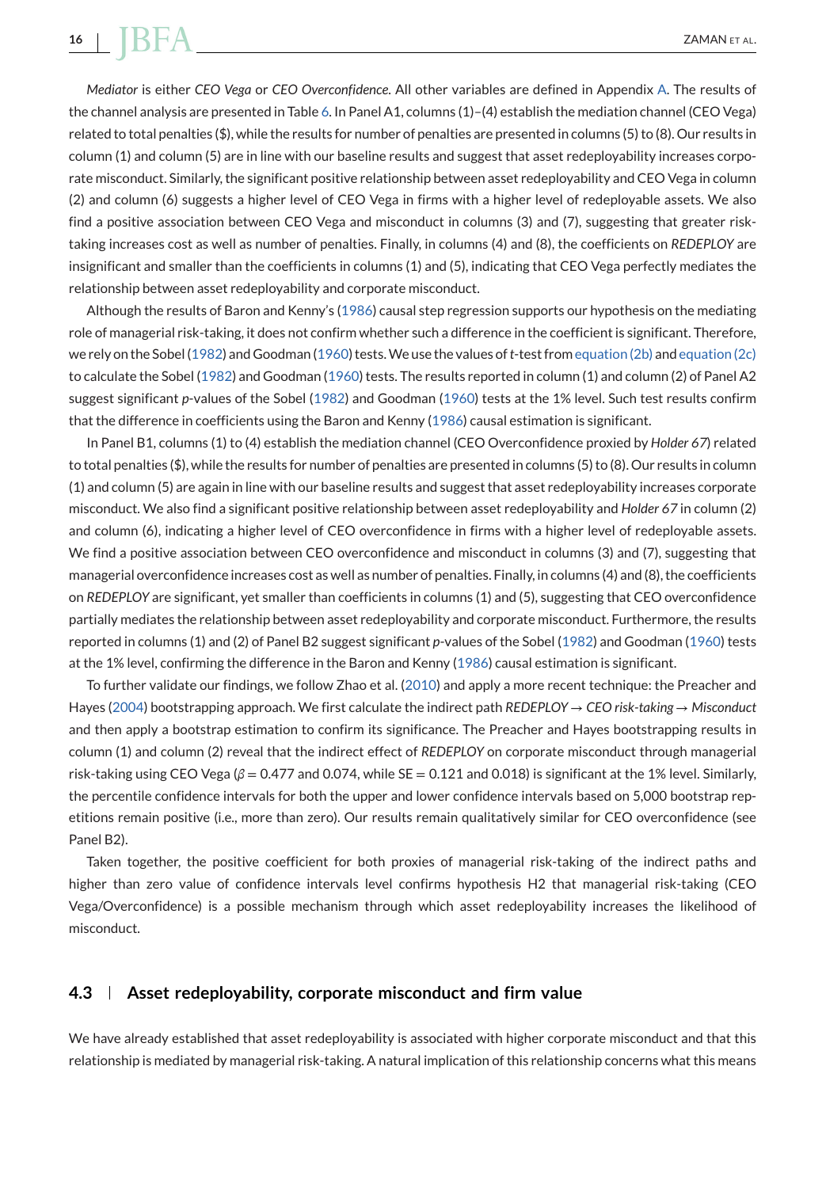*Mediator* is either *CEO Vega* or *CEO Overconfidence*. All other variables are defined in Appendix A. The results of the channel analysis are presented in Table 6. In Panel A1, columns (1)–(4) establish the mediation channel (CEO Vega) related to total penalties (\$), while the results for number of penalties are presented in columns (5) to (8). Our results in column (1) and column (5) are in line with our baseline results and suggest that asset redeployability increases corporate misconduct. Similarly, the significant positive relationship between asset redeployability and CEO Vega in column (2) and column (6) suggests a higher level of CEO Vega in firms with a higher level of redeployable assets. We also find a positive association between CEO Vega and misconduct in columns (3) and (7), suggesting that greater risk-taking increases cost as well as number of penalties. Finally, in columns (4) and (8), the coefficients on *REDEPLOY* are insignificant and smaller than the coefficients in columns (1) and (5), indicating that CEO Vega perfectly mediates the relationship between asset redeployability and corporate misconduct.

Although the results of Baron and Kenny's (1986) causal step regression supports our hypothesis on the mediating role of managerial risk-taking, it does not confirm whether such a difference in the coefficient is significant. Therefore, we rely on the Sobel (1982) and Goodman (1960) tests. We use the values of *t*-test from equation (2b) and equation (2c) to calculate the Sobel (1982) and Goodman (1960) tests. The results reported in column (1) and column (2) of Panel A2 suggest significant *p*-values of the Sobel (1982) and Goodman (1960) tests at the 1% level. Such test results confirm that the difference in coefficients using the Baron and Kenny (1986) causal estimation is significant.

In Panel B1, columns (1) to (4) establish the mediation channel (CEO Overconfidence proxied by *Holder 67*) related to total penalties (\$), while the results for number of penalties are presented in columns (5) to (8). Our results in column (1) and column (5) are again in line with our baseline results and suggest that asset redeployability increases corporate misconduct. We also find a significant positive relationship between asset redeployability and *Holder 67* in column (2) and column (6), indicating a higher level of CEO overconfidence in firms with a higher level of redeployable assets. We find a positive association between CEO overconfidence and misconduct in columns (3) and (7), suggesting that managerial overconfidence increases cost as well as number of penalties. Finally, in columns (4) and (8), the coefficients on *REDEPLOY* are significant, yet smaller than coefficients in columns (1) and (5), suggesting that CEO overconfidence partially mediates the relationship between asset redeployability and corporate misconduct. Furthermore, the results reported in columns (1) and (2) of Panel B2 suggest significant *p*-values of the Sobel (1982) and Goodman (1960) tests at the 1% level, confirming the difference in the Baron and Kenny (1986) causal estimation is significant.

To further validate our findings, we follow Zhao et al. (2010) and apply a more recent technique: the Preacher and Hayes (2004) bootstrapping approach. We first calculate the indirect path *REDEPLOY* → *CEO risk-taking* → *Misconduct* and then apply a bootstrap estimation to confirm its significance. The Preacher and Hayes bootstrapping results in column (1) and column (2) reveal that the indirect effect of *REDEPLOY* on corporate misconduct through managerial risk-taking using CEO Vega ($\beta = 0.477$ and 0.074, while SE = 0.121 and 0.018) is significant at the 1% level. Similarly, the percentile confidence intervals for both the upper and lower confidence intervals based on 5,000 bootstrap repetitions remain positive (i.e., more than zero). Our results remain qualitatively similar for CEO overconfidence (see Panel B2).

Taken together, the positive coefficient for both proxies of managerial risk-taking of the indirect paths and higher than zero value of confidence intervals level confirms hypothesis H2 that managerial risk-taking (CEO Vega/Overconfidence) is a possible mechanism through which asset redeployability increases the likelihood of misconduct.

## 4.3 | Asset redeployability, corporate misconduct and firm value

We have already established that asset redeployability is associated with higher corporate misconduct and that this relationship is mediated by managerial risk-taking. A natural implication of this relationship concerns what this means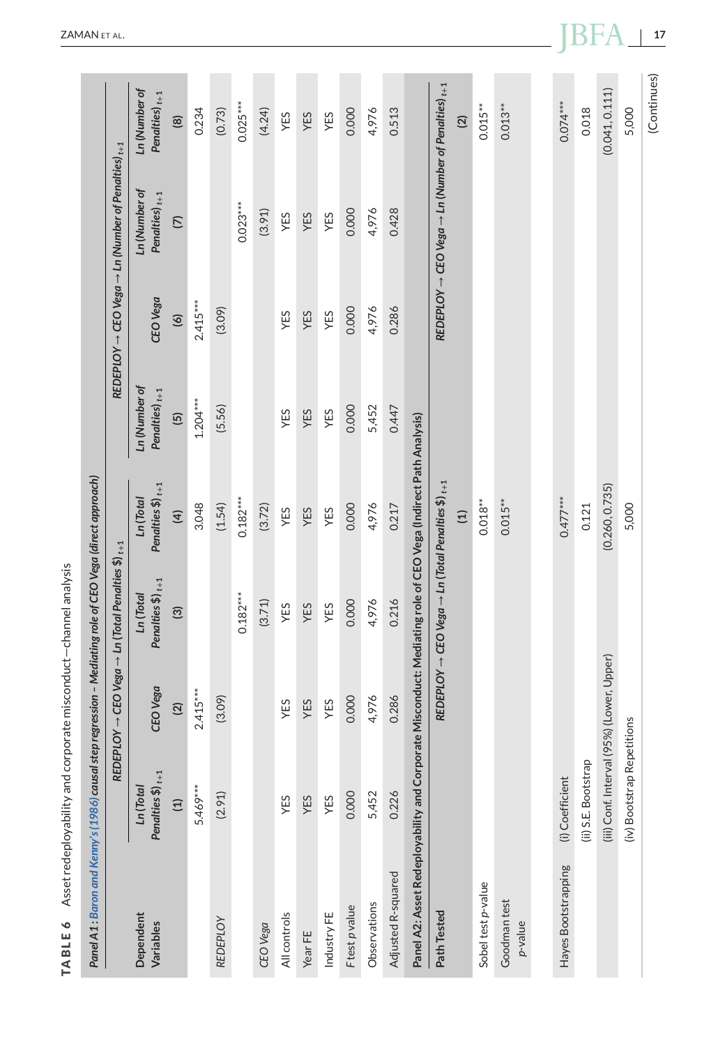**TABLE 6** Asset redeployability and corporate misconduct—channel analysis

*Panel A1: Baron and Kenny's (1986) causal step regression – Mediating role of CEO Vega (direct approach)*

| Dependent Variables | *REDEPLOY → CEO Vega → Ln (Total Penalties \$)$_{t+1}$* | | | | *REDEPLOY → CEO Vega → Ln (Number of Penalties)$_{t+1}$* | | | |
|---|---|---|---|---|---|---|---|---|
| | *Ln (Total Penalties \$)$_{t+1}$* | *CEO Vega* | *Ln (Total Penalties \$)$_{t+1}$* | *Ln (Total Penalties \$)$_{t+1}$* | *Ln (Number of Penalties)$_{t+1}$* | *CEO Vega* | *Ln (Number of Penalties)$_{t+1}$* | *Ln (Number of Penalties)$_{t+1}$* |
| | (1) | (2) | (3) | (4) | (5) | (6) | (7) | (8) |
| *REDEPLOY* | 5.469*** | 2.415*** | | 3.048 | 1.204*** | 2.415*** | | 0.234 |
| | (2.91) | (3.09) | | (1.54) | (5.56) | (3.09) | | (0.73) |
| *CEO Vega* | | | 0.182*** | 0.182*** | | | 0.023*** | 0.025*** |
| | | | (3.71) | (3.72) | | | (3.91) | (4.24) |
| All controls | YES | YES | YES | YES | YES | YES | YES | YES |
| Year FE | YES | YES | YES | YES | YES | YES | YES | YES |
| Industry FE | YES | YES | YES | YES | YES | YES | YES | YES |
| F test p value | 0.000 | 0.000 | 0.000 | 0.000 | 0.000 | 0.000 | 0.000 | 0.000 |
| Observations | 5,452 | 4,976 | 4,976 | 4,976 | 5,452 | 4,976 | 4,976 | 4,976 |
| Adjusted R-squared | 0.226 | 0.286 | 0.216 | 0.217 | 0.447 | 0.286 | 0.428 | 0.513 |

*Panel A2: Asset Redeployability and Corporate Misconduct: Mediating role of CEO Vega (Indirect Path Analysis)*

| Path Tested | | *REDEPLOY → CEO Vega → Ln (Total Penalties \$)$_{t+1}$* | *REDEPLOY → CEO Vega → Ln (Number of Penalties)$_{t+1}$* |
|---|---|---|---|
| | | (1) | (2) |
| Sobel test p-value | | 0.018** | 0.015** |
| Goodman test p-value | | 0.015** | 0.013** |
| Hayes Bootstrapping | (i) Coefficient | 0.477*** | 0.074*** |
| | (ii) S.E. Bootstrap | 0.121 | 0.018 |
| | (iii) Conf. Interval (95%) (Lower, Upper) | (0.260, 0.735) | (0.041, 0.111) |
| | (iv) Bootstrap Repetitions | 5,000 | 5,000 |

(Continues)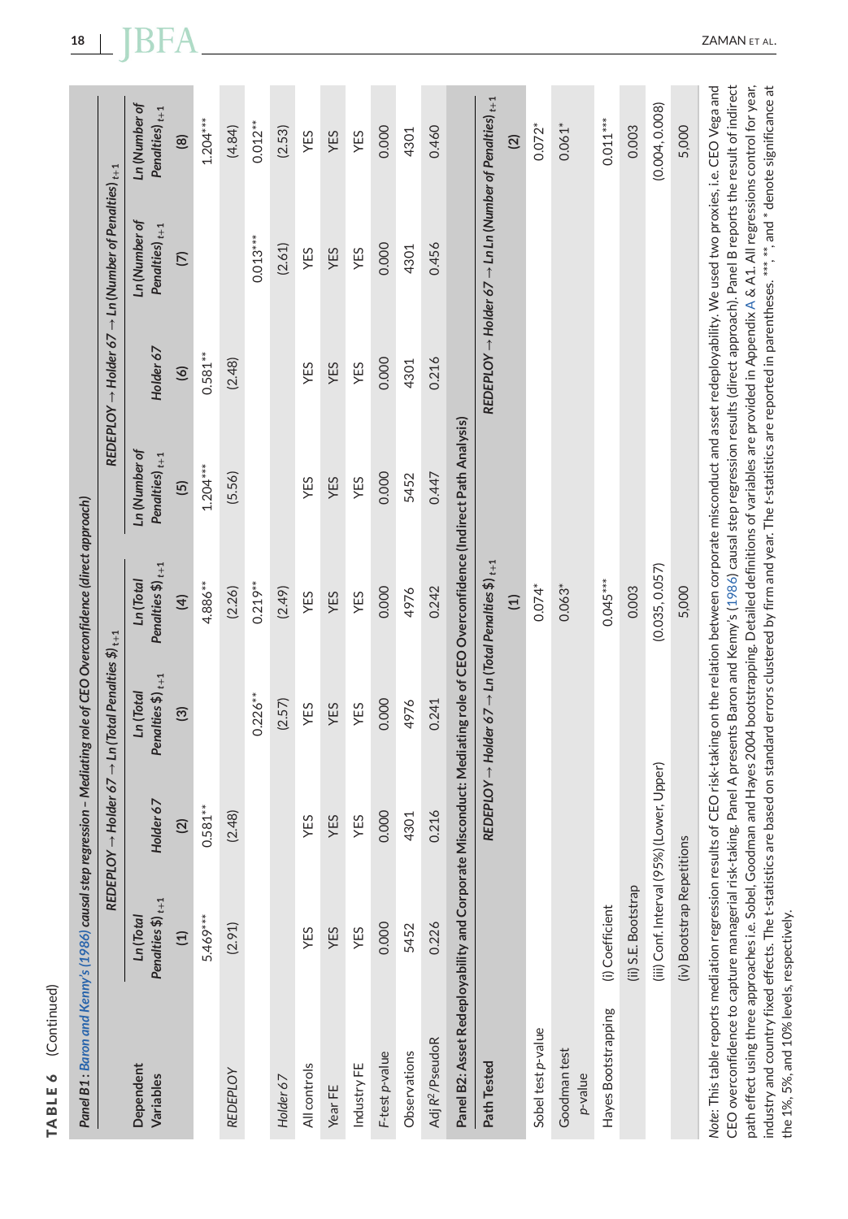**TABLE 6** (Continued)

**Panel B1:** *Baron and Kenny's (1986) causal step regression – Mediating role of CEO Overconfidence (direct approach)*

| Dependent Variables | $Ln\,(Total\ Penalties\ \$)_{t+1}$ | $Holder\ 67$ | $Ln\,(Total\ Penalties\ \$)_{t+1}$ | $Ln\,(Total\ Penalties\ \$)_{t+1}$ | $Ln\,(Number\ of\ Penalties)_{t+1}$ | $Holder\ 67$ | $Ln\,(Number\ of\ Penalties)_{t+1}$ | $Ln\,(Number\ of\ Penalties)_{t+1}$ |
|---|---|---|---|---|---|---|---|---|
| | *REDEPLOY → Holder 67 → Ln (Total Penalties \$)$_{t+1}$* | | | | *REDEPLOY → Holder 67 → Ln (Number of Penalties)$_{t+1}$* | | | |
| | (1) | (2) | (3) | (4) | (5) | (6) | (7) | (8) |
| *REDEPLOY* | 5.469*** | 0.581** | | 4.886** | 1.204*** | 0.581** | | 1.204*** |
| | (2.91) | (2.48) | | (2.26) | (5.56) | (2.48) | | (4.84) |
| *Holder 67* | | | 0.226** | 0.219** | | | 0.013*** | 0.012** |
| | | | (2.57) | (2.49) | | | (2.61) | (2.53) |
| All controls | YES | YES | YES | YES | YES | YES | YES | YES |
| Year FE | YES | YES | YES | YES | YES | YES | YES | YES |
| Industry FE | YES | YES | YES | YES | YES | YES | YES | YES |
| F-test p-value | 0.000 | 0.000 | 0.000 | 0.000 | 0.000 | 0.000 | 0.000 | 0.000 |
| Observations | 5452 | 4301 | 4976 | 4976 | 5452 | 4301 | 4301 | 4301 |
| Adj $R^2$/PseudoR | 0.226 | 0.216 | 0.241 | 0.242 | 0.447 | 0.216 | 0.456 | 0.460 |

**Panel B2: Asset Redeployability and Corporate Misconduct: Mediating role of CEO Overconfidence (Indirect Path Analysis)**

| Path Tested | | *REDEPLOY → Holder 67 → Ln (Total Penalties \$)$_{t+1}$* | *REDEPLOY → Holder 67 → Ln Ln (Number of Penalties)$_{t+1}$* |
|---|---|---|---|
| | | (1) | (2) |
| Sobel test p-value | | 0.074* | 0.072* |
| Goodman test p-value | | 0.063* | 0.061* |
| Hayes Bootstrapping | (i) Coefficient | 0.045*** | 0.011*** |
| | (ii) S.E. Bootstrap | 0.003 | 0.003 |
| | (iii) Conf. Interval (95%) (Lower, Upper) | (0.035, 0.057) | (0.004, 0.008) |
| | (iv) Bootstrap Repetitions | 5,000 | 5,000 |

*Note*: This table reports mediation regression results of CEO risk-taking on the relation between corporate misconduct and asset redeployability. We used two proxies, i.e. CEO Vega and CEO overconfidence to capture managerial risk-taking. Panel A presents Baron and Kenny's (1986) causal step regression results (direct approach). Panel B reports the result of indirect path effect using three approaches i.e. Sobel, Goodman and Hayes 2004 bootstrapping. Detailed definitions of variables are provided in Appendix A & A1. All regressions control for year, industry and country fixed effects. The t-statistics are based on standard errors clustered by firm and year. The t-statistics are reported in parentheses. ***, **, and * denote significance at the 1%, 5%, and 10% levels, respectively.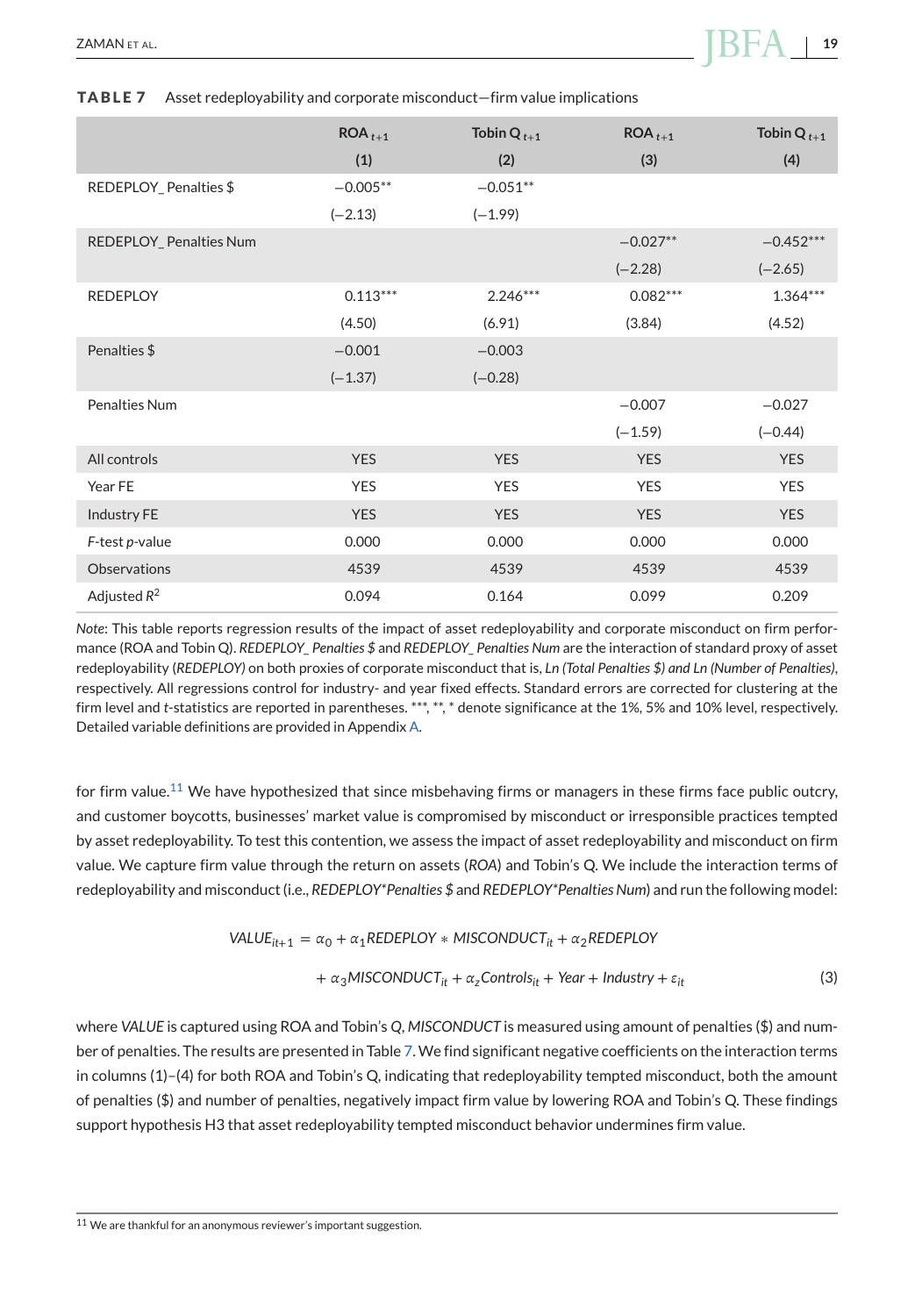**TABLE 7** Asset redeployability and corporate misconduct—firm value implications

| | ROA $_{t+1}$ | Tobin Q $_{t+1}$ | ROA $_{t+1}$ | Tobin Q $_{t+1}$ |
|---|---|---|---|---|
| | (1) | (2) | (3) | (4) |
| REDEPLOY_ Penalties $ | −0.005** | −0.051** | | |
| | (−2.13) | (−1.99) | | |
| REDEPLOY_ Penalties Num | | | −0.027** | −0.452*** |
| | | | (−2.28) | (−2.65) |
| REDEPLOY | 0.113*** | 2.246*** | 0.082*** | 1.364*** |
| | (4.50) | (6.91) | (3.84) | (4.52) |
| Penalties $ | −0.001 | −0.003 | | |
| | (−1.37) | (−0.28) | | |
| Penalties Num | | | −0.007 | −0.027 |
| | | | (−1.59) | (−0.44) |
| All controls | YES | YES | YES | YES |
| Year FE | YES | YES | YES | YES |
| Industry FE | YES | YES | YES | YES |
| *F*-test *p*-value | 0.000 | 0.000 | 0.000 | 0.000 |
| Observations | 4539 | 4539 | 4539 | 4539 |
| Adjusted $R^2$ | 0.094 | 0.164 | 0.099 | 0.209 |

*Note*: This table reports regression results of the impact of asset redeployability and corporate misconduct on firm performance (ROA and Tobin Q). *REDEPLOY_ Penalties $* and *REDEPLOY_ Penalties Num* are the interaction of standard proxy of asset redeployability (*REDEPLOY)* on both proxies of corporate misconduct that is, *Ln (Total Penalties $) and Ln (Number of Penalties)*, respectively. All regressions control for industry- and year fixed effects. Standard errors are corrected for clustering at the firm level and *t*-statistics are reported in parentheses. ***, **, * denote significance at the 1%, 5% and 10% level, respectively. Detailed variable definitions are provided in Appendix A.

for firm value.[11] We have hypothesized that since misbehaving firms or managers in these firms face public outcry, and customer boycotts, businesses' market value is compromised by misconduct or irresponsible practices tempted by asset redeployability. To test this contention, we assess the impact of asset redeployability and misconduct on firm value. We capture firm value through the return on assets (*ROA*) and Tobin's Q. We include the interaction terms of redeployability and misconduct (i.e., *REDEPLOY*Penalties $* and *REDEPLOY*Penalties Num*) and run the following model:

$$VALUE_{it+1} = \alpha_0 + \alpha_1 REDEPLOY * MISCONDUCT_{it} + \alpha_2 REDEPLOY + \alpha_3 MISCONDUCT_{it} + \alpha_z Controls_{it} + Year + Industry + \varepsilon_{it} \quad (3)$$

where *VALUE* is captured using ROA and Tobin's *Q*, *MISCONDUCT* is measured using amount of penalties ($) and number of penalties. The results are presented in Table 7. We find significant negative coefficients on the interaction terms in columns (1)–(4) for both ROA and Tobin's Q, indicating that redeployability tempted misconduct, both the amount of penalties ($) and number of penalties, negatively impact firm value by lowering ROA and Tobin's Q. These findings support hypothesis H3 that asset redeployability tempted misconduct behavior undermines firm value.

[11] We are thankful for an anonymous reviewer's important suggestion.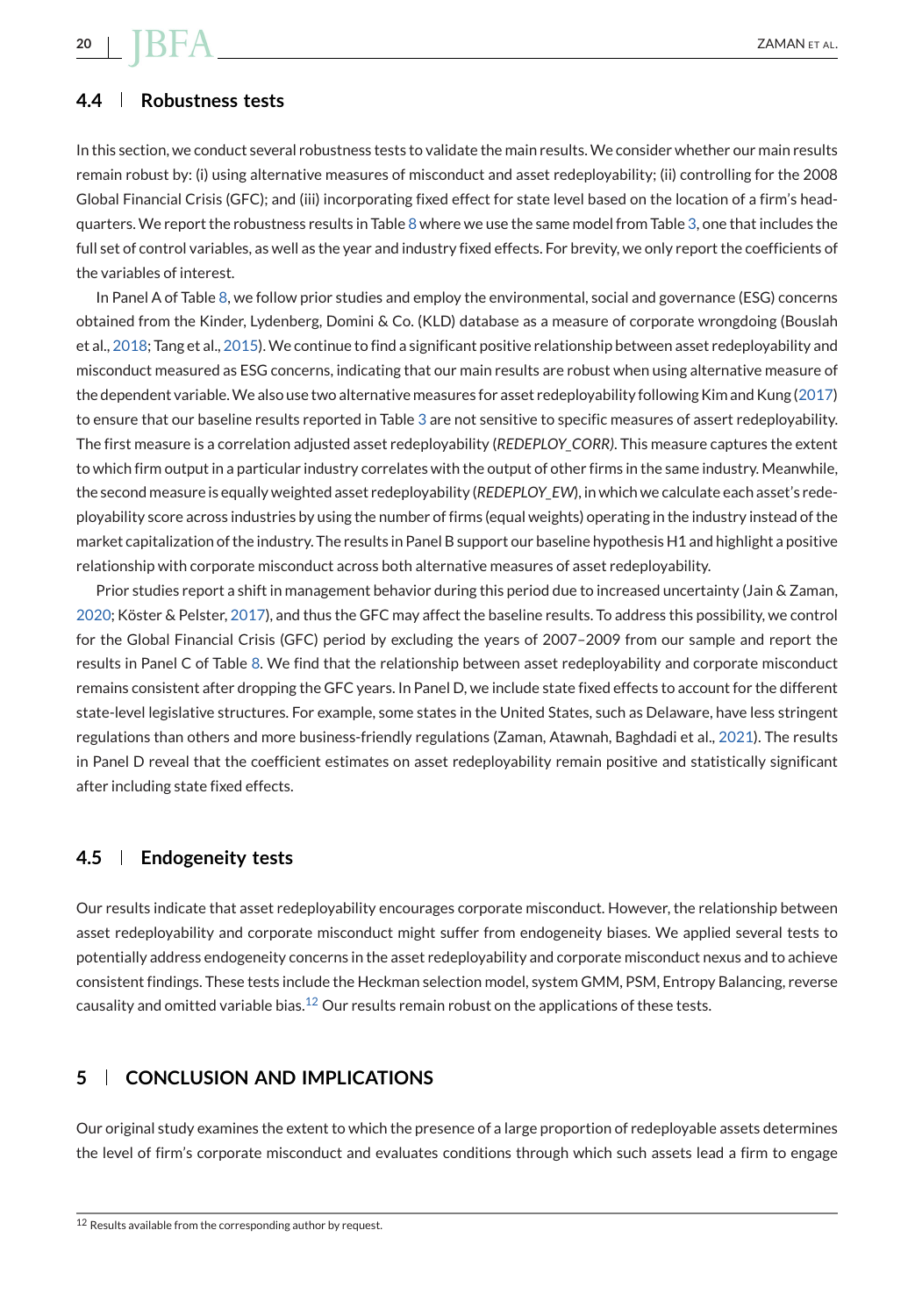## 4.4 | Robustness tests

In this section, we conduct several robustness tests to validate the main results. We consider whether our main results remain robust by: (i) using alternative measures of misconduct and asset redeployability; (ii) controlling for the 2008 Global Financial Crisis (GFC); and (iii) incorporating fixed effect for state level based on the location of a firm's headquarters. We report the robustness results in Table 8 where we use the same model from Table 3, one that includes the full set of control variables, as well as the year and industry fixed effects. For brevity, we only report the coefficients of the variables of interest.

In Panel A of Table 8, we follow prior studies and employ the environmental, social and governance (ESG) concerns obtained from the Kinder, Lydenberg, Domini & Co. (KLD) database as a measure of corporate wrongdoing (Bouslah et al., 2018; Tang et al., 2015). We continue to find a significant positive relationship between asset redeployability and misconduct measured as ESG concerns, indicating that our main results are robust when using alternative measure of the dependent variable. We also use two alternative measures for asset redeployability following Kim and Kung (2017) to ensure that our baseline results reported in Table 3 are not sensitive to specific measures of assert redeployability. The first measure is a correlation adjusted asset redeployability (*REDEPLOY_CORR)*. This measure captures the extent to which firm output in a particular industry correlates with the output of other firms in the same industry. Meanwhile, the second measure is equally weighted asset redeployability (*REDEPLOY_EW*), in which we calculate each asset's redeployability score across industries by using the number of firms (equal weights) operating in the industry instead of the market capitalization of the industry. The results in Panel B support our baseline hypothesis H1 and highlight a positive relationship with corporate misconduct across both alternative measures of asset redeployability.

Prior studies report a shift in management behavior during this period due to increased uncertainty (Jain & Zaman, 2020; Köster & Pelster, 2017), and thus the GFC may affect the baseline results. To address this possibility, we control for the Global Financial Crisis (GFC) period by excluding the years of 2007–2009 from our sample and report the results in Panel C of Table 8. We find that the relationship between asset redeployability and corporate misconduct remains consistent after dropping the GFC years. In Panel D, we include state fixed effects to account for the different state-level legislative structures. For example, some states in the United States, such as Delaware, have less stringent regulations than others and more business-friendly regulations (Zaman, Atawnah, Baghdadi et al., 2021). The results in Panel D reveal that the coefficient estimates on asset redeployability remain positive and statistically significant after including state fixed effects.

## 4.5 | Endogeneity tests

Our results indicate that asset redeployability encourages corporate misconduct. However, the relationship between asset redeployability and corporate misconduct might suffer from endogeneity biases. We applied several tests to potentially address endogeneity concerns in the asset redeployability and corporate misconduct nexus and to achieve consistent findings. These tests include the Heckman selection model, system GMM, PSM, Entropy Balancing, reverse causality and omitted variable bias.[12] Our results remain robust on the applications of these tests.

# 5 | CONCLUSION AND IMPLICATIONS

Our original study examines the extent to which the presence of a large proportion of redeployable assets determines the level of firm's corporate misconduct and evaluates conditions through which such assets lead a firm to engage

[12] Results available from the corresponding author by request.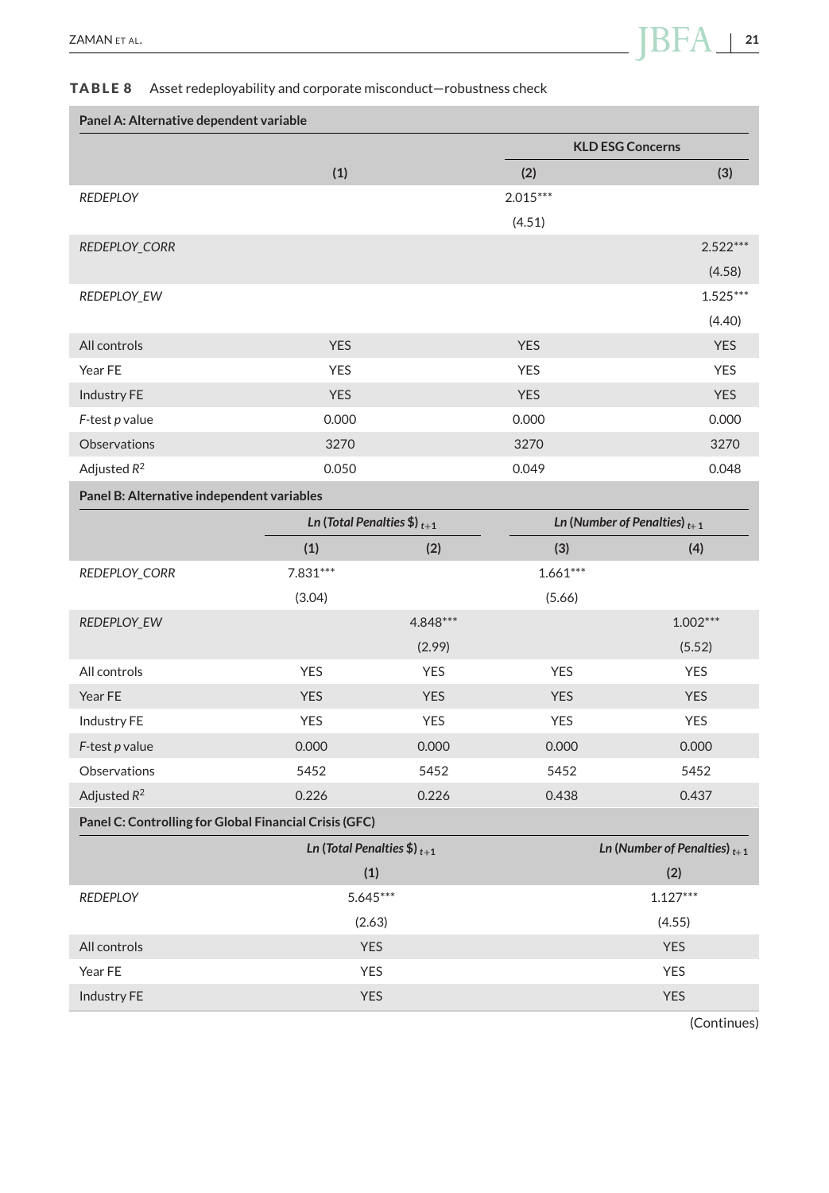**TABLE 8** Asset redeployability and corporate misconduct—robustness check

**Panel A: Alternative dependent variable**

| | KLD ESG Concerns | | |
|---|---|---|---|
| | (1) | (2) | (3) |
| *REDEPLOY* | 2.015*** | | |
| | (4.51) | | |
| *REDEPLOY_CORR* | | 2.522*** | |
| | | (4.58) | |
| *REDEPLOY_EW* | | | 1.525*** |
| | | | (4.40) |
| All controls | YES | YES | YES |
| Year FE | YES | YES | YES |
| Industry FE | YES | YES | YES |
| *F*-test *p* value | 0.000 | 0.000 | 0.000 |
| Observations | 3270 | 3270 | 3270 |
| Adjusted $R^2$ | 0.050 | 0.049 | 0.048 |

**Panel B: Alternative independent variables**

| | *Ln (Total Penalties \$)* $_{t+1}$ | | *Ln (Number of Penalties)* $_{t+1}$ | |
|---|---|---|---|---|
| | (1) | (2) | (3) | (4) |
| *REDEPLOY_CORR* | 7.831*** | | 1.661*** | |
| | (3.04) | | (5.66) | |
| *REDEPLOY_EW* | | 4.848*** | | 1.002*** |
| | | (2.99) | | (5.52) |
| All controls | YES | YES | YES | YES |
| Year FE | YES | YES | YES | YES |
| Industry FE | YES | YES | YES | YES |
| *F*-test *p* value | 0.000 | 0.000 | 0.000 | 0.000 |
| Observations | 5452 | 5452 | 5452 | 5452 |
| Adjusted $R^2$ | 0.226 | 0.226 | 0.438 | 0.437 |

**Panel C: Controlling for Global Financial Crisis (GFC)**

| | *Ln (Total Penalties \$)* $_{t+1}$ | *Ln (Number of Penalties)* $_{t+1}$ |
|---|---|---|
| | (1) | (2) |
| *REDEPLOY* | 5.645*** | 1.127*** |
| | (2.63) | (4.55) |
| All controls | YES | YES |
| Year FE | YES | YES |
| Industry FE | YES | YES |

(Continues)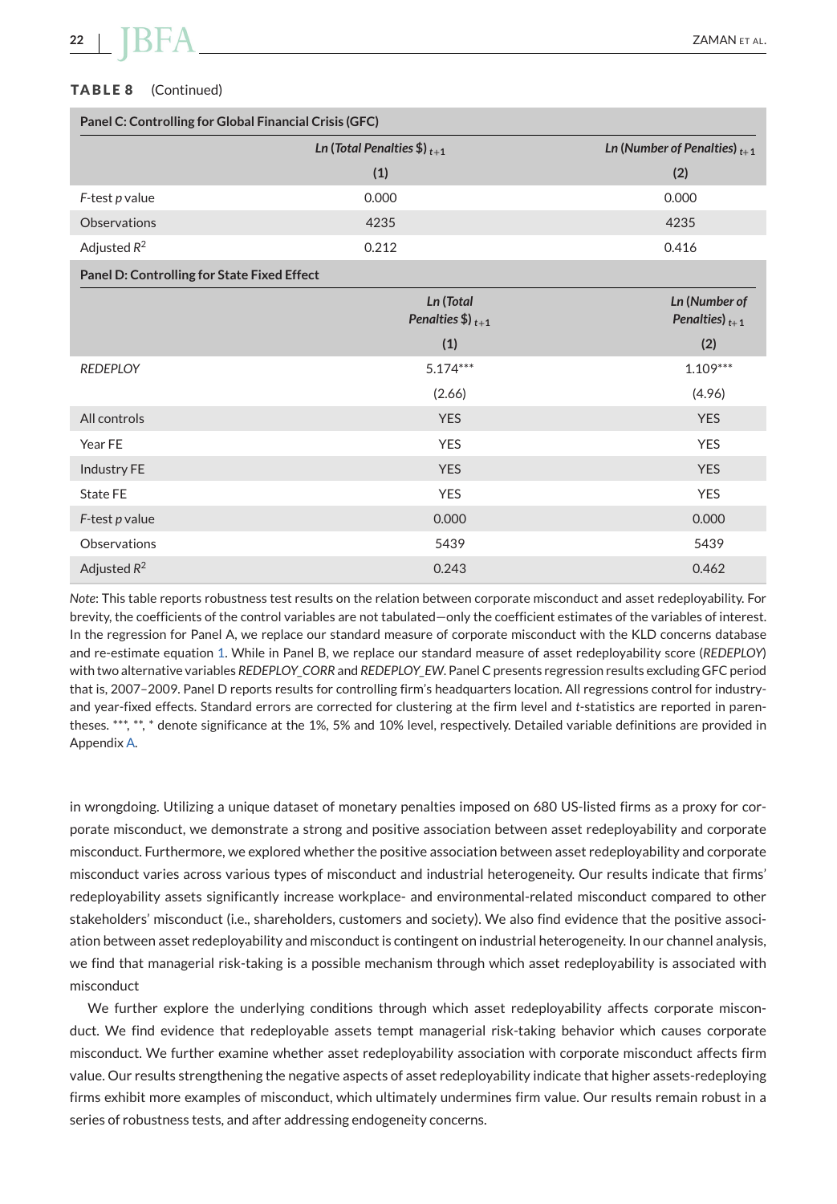**TABLE 8** (Continued)

| Panel C: Controlling for Global Financial Crisis (GFC) | | |
|---|---|---|
| | *Ln (Total Penalties $)* $_{t+1}$ | *Ln (Number of Penalties)* $_{t+1}$ |
| | (1) | (2) |
| *F*-test *p* value | 0.000 | 0.000 |
| Observations | 4235 | 4235 |
| Adjusted $R^2$ | 0.212 | 0.416 |

| Panel D: Controlling for State Fixed Effect | | |
|---|---|---|
| | *Ln (Total Penalties $)* $_{t+1}$ | *Ln (Number of Penalties)* $_{t+1}$ |
| | (1) | (2) |
| *REDEPLOY* | 5.174*** | 1.109*** |
| | (2.66) | (4.96) |
| All controls | YES | YES |
| Year FE | YES | YES |
| Industry FE | YES | YES |
| State FE | YES | YES |
| *F*-test *p* value | 0.000 | 0.000 |
| Observations | 5439 | 5439 |
| Adjusted $R^2$ | 0.243 | 0.462 |

*Note*: This table reports robustness test results on the relation between corporate misconduct and asset redeployability. For brevity, the coefficients of the control variables are not tabulated—only the coefficient estimates of the variables of interest. In the regression for Panel A, we replace our standard measure of corporate misconduct with the KLD concerns database and re-estimate equation 1. While in Panel B, we replace our standard measure of asset redeployability score (*REDEPLOY*) with two alternative variables *REDEPLOY_CORR* and *REDEPLOY_EW*. Panel C presents regression results excluding GFC period that is, 2007–2009. Panel D reports results for controlling firm's headquarters location. All regressions control for industry- and year-fixed effects. Standard errors are corrected for clustering at the firm level and *t*-statistics are reported in parentheses. ***, **, * denote significance at the 1%, 5% and 10% level, respectively. Detailed variable definitions are provided in Appendix A.

in wrongdoing. Utilizing a unique dataset of monetary penalties imposed on 680 US-listed firms as a proxy for corporate misconduct, we demonstrate a strong and positive association between asset redeployability and corporate misconduct. Furthermore, we explored whether the positive association between asset redeployability and corporate misconduct varies across various types of misconduct and industrial heterogeneity. Our results indicate that firms' redeployability assets significantly increase workplace- and environmental-related misconduct compared to other stakeholders' misconduct (i.e., shareholders, customers and society). We also find evidence that the positive association between asset redeployability and misconduct is contingent on industrial heterogeneity. In our channel analysis, we find that managerial risk-taking is a possible mechanism through which asset redeployability is associated with misconduct

We further explore the underlying conditions through which asset redeployability affects corporate misconduct. We find evidence that redeployable assets tempt managerial risk-taking behavior which causes corporate misconduct. We further examine whether asset redeployability association with corporate misconduct affects firm value. Our results strengthening the negative aspects of asset redeployability indicate that higher assets-redeploying firms exhibit more examples of misconduct, which ultimately undermines firm value. Our results remain robust in a series of robustness tests, and after addressing endogeneity concerns.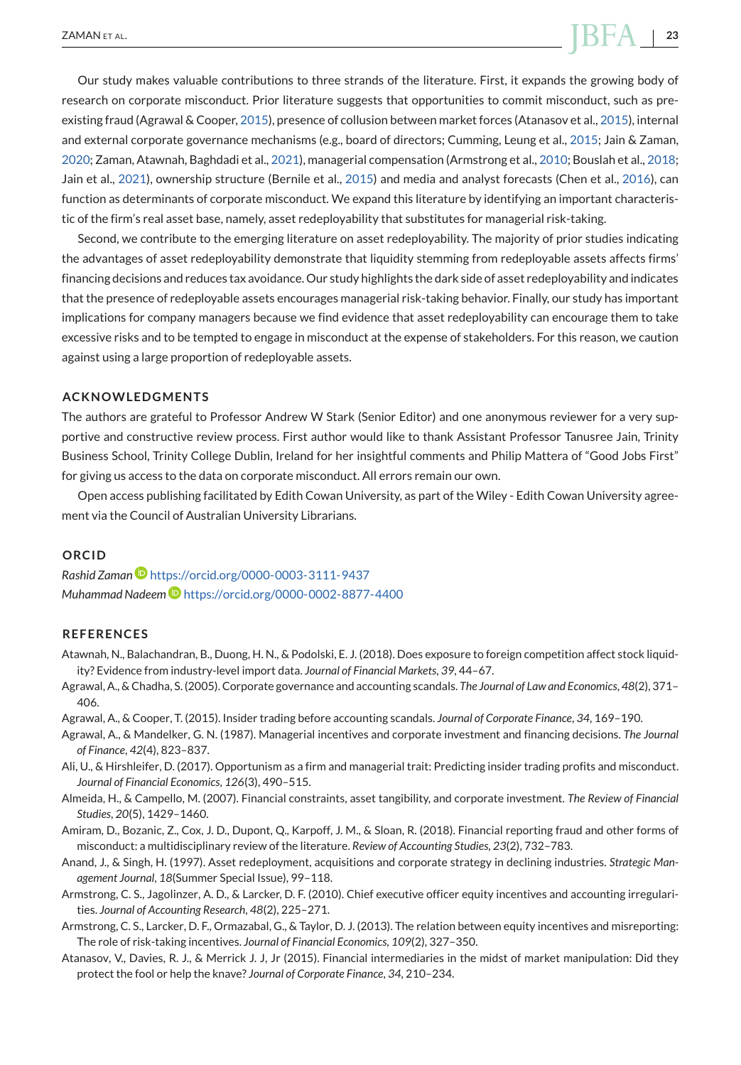Our study makes valuable contributions to three strands of the literature. First, it expands the growing body of research on corporate misconduct. Prior literature suggests that opportunities to commit misconduct, such as pre-existing fraud (Agrawal & Cooper, 2015), presence of collusion between market forces (Atanasov et al., 2015), internal and external corporate governance mechanisms (e.g., board of directors; Cumming, Leung et al., 2015; Jain & Zaman, 2020; Zaman, Atawnah, Baghdadi et al., 2021), managerial compensation (Armstrong et al., 2010; Bouslah et al., 2018; Jain et al., 2021), ownership structure (Bernile et al., 2015) and media and analyst forecasts (Chen et al., 2016), can function as determinants of corporate misconduct. We expand this literature by identifying an important characteristic of the firm's real asset base, namely, asset redeployability that substitutes for managerial risk-taking.

Second, we contribute to the emerging literature on asset redeployability. The majority of prior studies indicating the advantages of asset redeployability demonstrate that liquidity stemming from redeployable assets affects firms' financing decisions and reduces tax avoidance. Our study highlights the dark side of asset redeployability and indicates that the presence of redeployable assets encourages managerial risk-taking behavior. Finally, our study has important implications for company managers because we find evidence that asset redeployability can encourage them to take excessive risks and to be tempted to engage in misconduct at the expense of stakeholders. For this reason, we caution against using a large proportion of redeployable assets.

## ACKNOWLEDGMENTS

The authors are grateful to Professor Andrew W Stark (Senior Editor) and one anonymous reviewer for a very supportive and constructive review process. First author would like to thank Assistant Professor Tanusree Jain, Trinity Business School, Trinity College Dublin, Ireland for her insightful comments and Philip Mattera of "Good Jobs First" for giving us access to the data on corporate misconduct. All errors remain our own.

Open access publishing facilitated by Edith Cowan University, as part of the Wiley - Edith Cowan University agreement via the Council of Australian University Librarians.

## ORCID

*Rashid Zaman* https://orcid.org/0000-0003-3111-9437
*Muhammad Nadeem* https://orcid.org/0000-0002-8877-4400

## REFERENCES

Atawnah, N., Balachandran, B., Duong, H. N., & Podolski, E. J. (2018). Does exposure to foreign competition affect stock liquidity? Evidence from industry-level import data. *Journal of Financial Markets*, *39*, 44–67.

Agrawal, A., & Chadha, S. (2005). Corporate governance and accounting scandals. *The Journal of Law and Economics*, *48*(2), 371–406.

Agrawal, A., & Cooper, T. (2015). Insider trading before accounting scandals. *Journal of Corporate Finance*, *34*, 169–190.

Agrawal, A., & Mandelker, G. N. (1987). Managerial incentives and corporate investment and financing decisions. *The Journal of Finance*, *42*(4), 823–837.

Ali, U., & Hirshleifer, D. (2017). Opportunism as a firm and managerial trait: Predicting insider trading profits and misconduct. *Journal of Financial Economics*, *126*(3), 490–515.

Almeida, H., & Campello, M. (2007). Financial constraints, asset tangibility, and corporate investment. *The Review of Financial Studies*, *20*(5), 1429–1460.

Amiram, D., Bozanic, Z., Cox, J. D., Dupont, Q., Karpoff, J. M., & Sloan, R. (2018). Financial reporting fraud and other forms of misconduct: a multidisciplinary review of the literature. *Review of Accounting Studies*, *23*(2), 732–783.

Anand, J., & Singh, H. (1997). Asset redeployment, acquisitions and corporate strategy in declining industries. *Strategic Management Journal*, *18*(Summer Special Issue), 99–118.

Armstrong, C. S., Jagolinzer, A. D., & Larcker, D. F. (2010). Chief executive officer equity incentives and accounting irregularities. *Journal of Accounting Research*, *48*(2), 225–271.

Armstrong, C. S., Larcker, D. F., Ormazabal, G., & Taylor, D. J. (2013). The relation between equity incentives and misreporting: The role of risk-taking incentives. *Journal of Financial Economics*, *109*(2), 327–350.

Atanasov, V., Davies, R. J., & Merrick J. J, Jr (2015). Financial intermediaries in the midst of market manipulation: Did they protect the fool or help the knave? *Journal of Corporate Finance*, *34*, 210–234.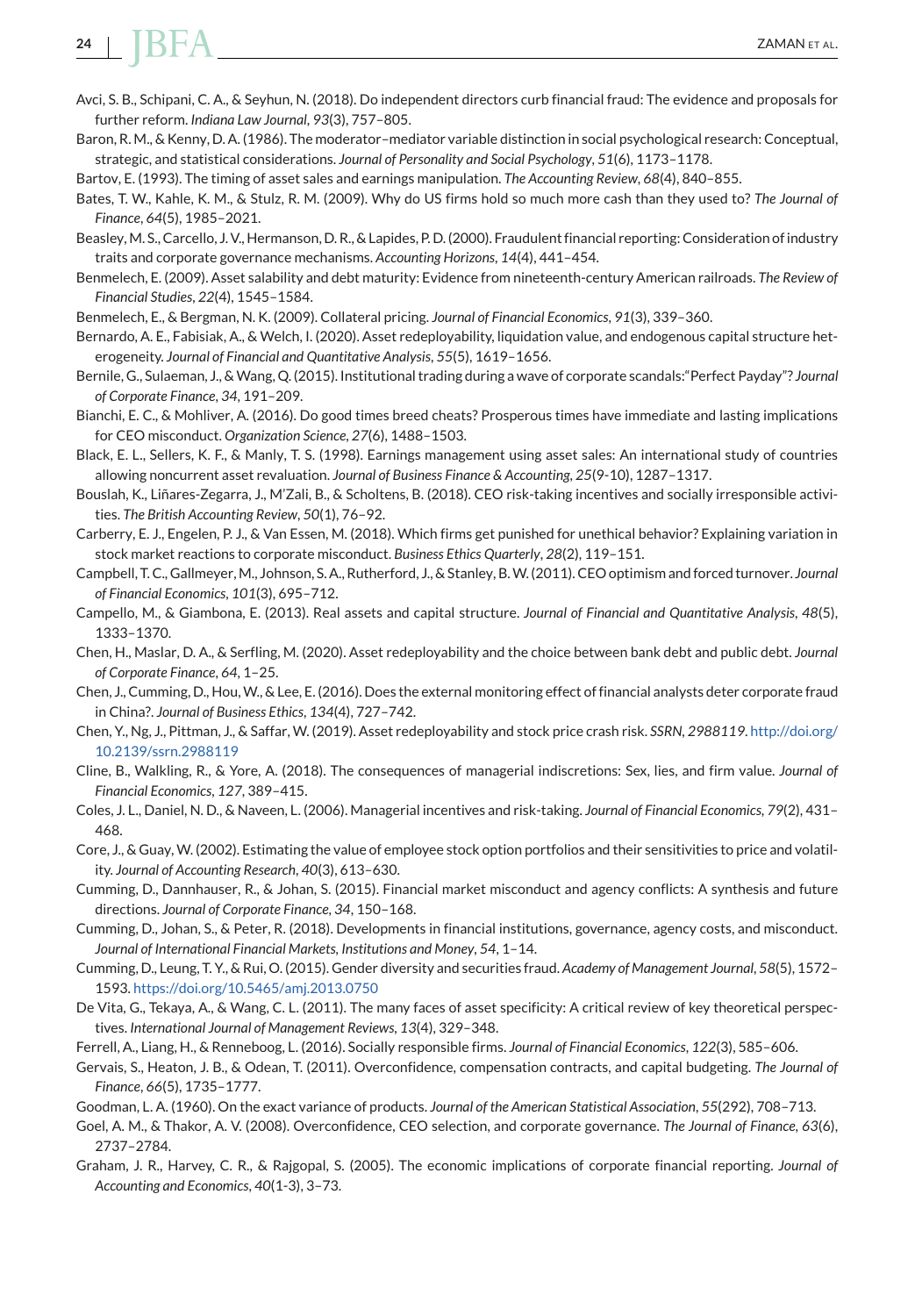Avci, S. B., Schipani, C. A., & Seyhun, N. (2018). Do independent directors curb financial fraud: The evidence and proposals for further reform. *Indiana Law Journal*, *93*(3), 757–805.

Baron, R. M., & Kenny, D. A. (1986). The moderator–mediator variable distinction in social psychological research: Conceptual, strategic, and statistical considerations. *Journal of Personality and Social Psychology*, *51*(6), 1173–1178.

Bartov, E. (1993). The timing of asset sales and earnings manipulation. *The Accounting Review*, *68*(4), 840–855.

Bates, T. W., Kahle, K. M., & Stulz, R. M. (2009). Why do US firms hold so much more cash than they used to? *The Journal of Finance*, *64*(5), 1985–2021.

Beasley, M. S., Carcello, J. V., Hermanson, D. R., & Lapides, P. D. (2000). Fraudulent financial reporting: Consideration of industry traits and corporate governance mechanisms. *Accounting Horizons*, *14*(4), 441–454.

Benmelech, E. (2009). Asset salability and debt maturity: Evidence from nineteenth-century American railroads. *The Review of Financial Studies*, *22*(4), 1545–1584.

Benmelech, E., & Bergman, N. K. (2009). Collateral pricing. *Journal of Financial Economics*, *91*(3), 339–360.

Bernardo, A. E., Fabisiak, A., & Welch, I. (2020). Asset redeployability, liquidation value, and endogenous capital structure heterogeneity. *Journal of Financial and Quantitative Analysis*, *55*(5), 1619–1656.

Bernile, G., Sulaeman, J., & Wang, Q. (2015). Institutional trading during a wave of corporate scandals:"Perfect Payday"? *Journal of Corporate Finance*, *34*, 191–209.

Bianchi, E. C., & Mohliver, A. (2016). Do good times breed cheats? Prosperous times have immediate and lasting implications for CEO misconduct. *Organization Science*, *27*(6), 1488–1503.

Black, E. L., Sellers, K. F., & Manly, T. S. (1998). Earnings management using asset sales: An international study of countries allowing noncurrent asset revaluation. *Journal of Business Finance & Accounting*, *25*(9-10), 1287–1317.

Bouslah, K., Liñares-Zegarra, J., M'Zali, B., & Scholtens, B. (2018). CEO risk-taking incentives and socially irresponsible activities. *The British Accounting Review*, *50*(1), 76–92.

Carberry, E. J., Engelen, P. J., & Van Essen, M. (2018). Which firms get punished for unethical behavior? Explaining variation in stock market reactions to corporate misconduct. *Business Ethics Quarterly*, *28*(2), 119–151.

Campbell, T. C., Gallmeyer, M., Johnson, S. A., Rutherford, J., & Stanley, B. W. (2011). CEO optimism and forced turnover. *Journal of Financial Economics*, *101*(3), 695–712.

Campello, M., & Giambona, E. (2013). Real assets and capital structure. *Journal of Financial and Quantitative Analysis*, *48*(5), 1333–1370.

Chen, H., Maslar, D. A., & Serfling, M. (2020). Asset redeployability and the choice between bank debt and public debt. *Journal of Corporate Finance*, *64*, 1–25.

Chen, J., Cumming, D., Hou, W., & Lee, E. (2016). Does the external monitoring effect of financial analysts deter corporate fraud in China?. *Journal of Business Ethics*, *134*(4), 727–742.

Chen, Y., Ng, J., Pittman, J., & Saffar, W. (2019). Asset redeployability and stock price crash risk. *SSRN*, *2988119*. http://doi.org/10.2139/ssrn.2988119

Cline, B., Walkling, R., & Yore, A. (2018). The consequences of managerial indiscretions: Sex, lies, and firm value. *Journal of Financial Economics*, *127*, 389–415.

Coles, J. L., Daniel, N. D., & Naveen, L. (2006). Managerial incentives and risk-taking. *Journal of Financial Economics*, *79*(2), 431–468.

Core, J., & Guay, W. (2002). Estimating the value of employee stock option portfolios and their sensitivities to price and volatility. *Journal of Accounting Research*, *40*(3), 613–630.

Cumming, D., Dannhauser, R., & Johan, S. (2015). Financial market misconduct and agency conflicts: A synthesis and future directions. *Journal of Corporate Finance*, *34*, 150–168.

Cumming, D., Johan, S., & Peter, R. (2018). Developments in financial institutions, governance, agency costs, and misconduct. *Journal of International Financial Markets, Institutions and Money*, *54*, 1–14.

Cumming, D., Leung, T. Y., & Rui, O. (2015). Gender diversity and securities fraud. *Academy of Management Journal*, *58*(5), 1572–1593. https://doi.org/10.5465/amj.2013.0750

De Vita, G., Tekaya, A., & Wang, C. L. (2011). The many faces of asset specificity: A critical review of key theoretical perspectives. *International Journal of Management Reviews*, *13*(4), 329–348.

Ferrell, A., Liang, H., & Renneboog, L. (2016). Socially responsible firms. *Journal of Financial Economics*, *122*(3), 585–606.

Gervais, S., Heaton, J. B., & Odean, T. (2011). Overconfidence, compensation contracts, and capital budgeting. *The Journal of Finance*, *66*(5), 1735–1777.

Goodman, L. A. (1960). On the exact variance of products. *Journal of the American Statistical Association*, *55*(292), 708–713.

Goel, A. M., & Thakor, A. V. (2008). Overconfidence, CEO selection, and corporate governance. *The Journal of Finance*, *63*(6), 2737–2784.

Graham, J. R., Harvey, C. R., & Rajgopal, S. (2005). The economic implications of corporate financial reporting. *Journal of Accounting and Economics*, *40*(1-3), 3–73.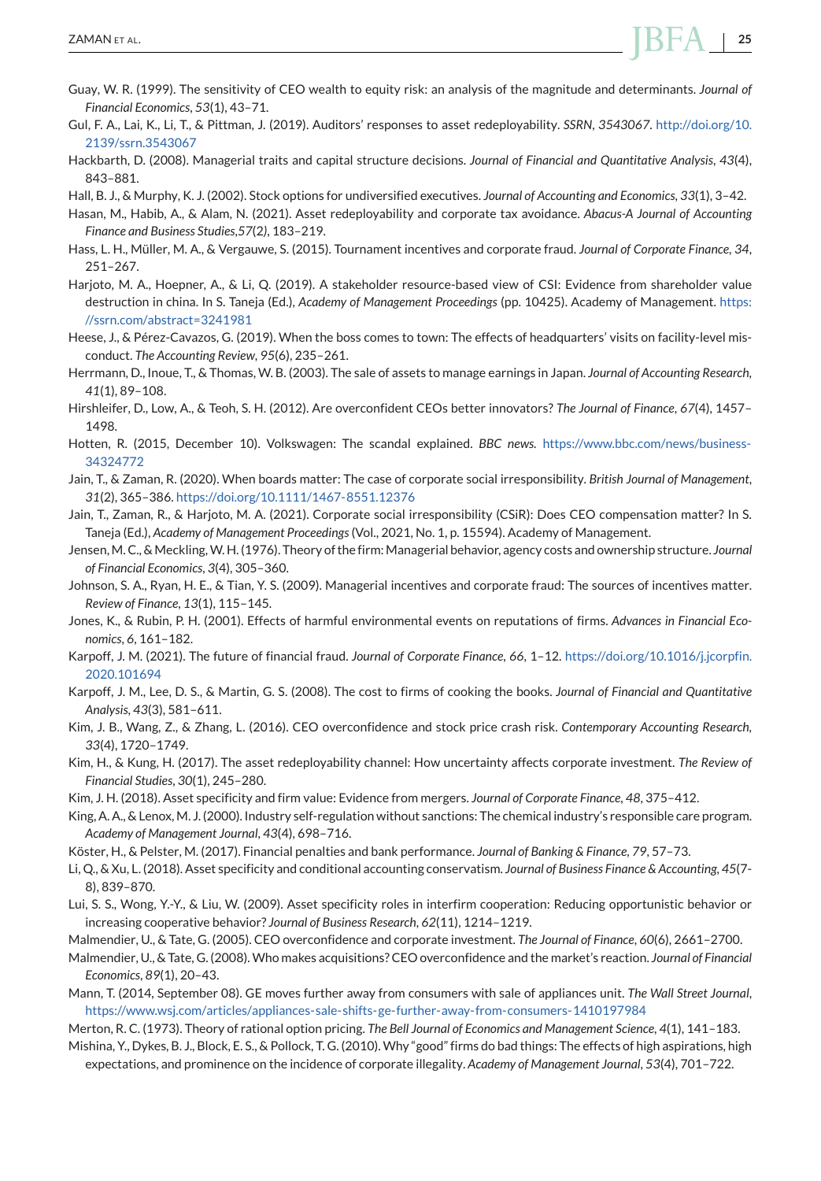Guay, W. R. (1999). The sensitivity of CEO wealth to equity risk: an analysis of the magnitude and determinants. *Journal of Financial Economics*, *53*(1), 43–71.

Gul, F. A., Lai, K., Li, T., & Pittman, J. (2019). Auditors' responses to asset redeployability. *SSRN*, *3543067*. http://doi.org/10.2139/ssrn.3543067

Hackbarth, D. (2008). Managerial traits and capital structure decisions. *Journal of Financial and Quantitative Analysis*, *43*(4), 843–881.

Hall, B. J., & Murphy, K. J. (2002). Stock options for undiversified executives. *Journal of Accounting and Economics*, *33*(1), 3–42.

Hasan, M., Habib, A., & Alam, N. (2021). Asset redeployability and corporate tax avoidance. *Abacus-A Journal of Accounting Finance and Business Studies*,*57*(2), 183–219.

Hass, L. H., Müller, M. A., & Vergauwe, S. (2015). Tournament incentives and corporate fraud. *Journal of Corporate Finance*, *34*, 251–267.

Harjoto, M. A., Hoepner, A., & Li, Q. (2019). A stakeholder resource-based view of CSI: Evidence from shareholder value destruction in china. In S. Taneja (Ed.), *Academy of Management Proceedings* (pp. 10425). Academy of Management. https://ssrn.com/abstract=3241981

Heese, J., & Pérez-Cavazos, G. (2019). When the boss comes to town: The effects of headquarters' visits on facility-level misconduct. *The Accounting Review*, *95*(6), 235–261.

Herrmann, D., Inoue, T., & Thomas, W. B. (2003). The sale of assets to manage earnings in Japan. *Journal of Accounting Research*, *41*(1), 89–108.

Hirshleifer, D., Low, A., & Teoh, S. H. (2012). Are overconfident CEOs better innovators? *The Journal of Finance*, *67*(4), 1457–1498.

Hotten, R. (2015, December 10). Volkswagen: The scandal explained. *BBC news*. https://www.bbc.com/news/business-34324772

Jain, T., & Zaman, R. (2020). When boards matter: The case of corporate social irresponsibility. *British Journal of Management*, *31*(2), 365–386. https://doi.org/10.1111/1467-8551.12376

Jain, T., Zaman, R., & Harjoto, M. A. (2021). Corporate social irresponsibility (CSiR): Does CEO compensation matter? In S. Taneja (Ed.), *Academy of Management Proceedings* (Vol., 2021, No. 1, p. 15594). Academy of Management.

Jensen, M. C., & Meckling, W. H. (1976). Theory of the firm: Managerial behavior, agency costs and ownership structure. *Journal of Financial Economics*, *3*(4), 305–360.

Johnson, S. A., Ryan, H. E., & Tian, Y. S. (2009). Managerial incentives and corporate fraud: The sources of incentives matter. *Review of Finance*, *13*(1), 115–145.

Jones, K., & Rubin, P. H. (2001). Effects of harmful environmental events on reputations of firms. *Advances in Financial Economics*, *6*, 161–182.

Karpoff, J. M. (2021). The future of financial fraud. *Journal of Corporate Finance*, *66*, 1–12. https://doi.org/10.1016/j.jcorpfin.2020.101694

Karpoff, J. M., Lee, D. S., & Martin, G. S. (2008). The cost to firms of cooking the books. *Journal of Financial and Quantitative Analysis*, *43*(3), 581–611.

Kim, J. B., Wang, Z., & Zhang, L. (2016). CEO overconfidence and stock price crash risk. *Contemporary Accounting Research*, *33*(4), 1720–1749.

Kim, H., & Kung, H. (2017). The asset redeployability channel: How uncertainty affects corporate investment. *The Review of Financial Studies*, *30*(1), 245–280.

Kim, J. H. (2018). Asset specificity and firm value: Evidence from mergers. *Journal of Corporate Finance*, *48*, 375–412.

King, A. A., & Lenox, M. J. (2000). Industry self-regulation without sanctions: The chemical industry's responsible care program. *Academy of Management Journal*, *43*(4), 698–716.

Köster, H., & Pelster, M. (2017). Financial penalties and bank performance. *Journal of Banking & Finance*, *79*, 57–73.

Li, Q., & Xu, L. (2018). Asset specificity and conditional accounting conservatism. *Journal of Business Finance & Accounting*, *45*(7-8), 839–870.

Lui, S. S., Wong, Y.-Y., & Liu, W. (2009). Asset specificity roles in interfirm cooperation: Reducing opportunistic behavior or increasing cooperative behavior? *Journal of Business Research*, *62*(11), 1214–1219.

Malmendier, U., & Tate, G. (2005). CEO overconfidence and corporate investment. *The Journal of Finance*, *60*(6), 2661–2700.

Malmendier, U., & Tate, G. (2008). Who makes acquisitions? CEO overconfidence and the market's reaction. *Journal of Financial Economics*, *89*(1), 20–43.

Mann, T. (2014, September 08). GE moves further away from consumers with sale of appliances unit. *The Wall Street Journal*, https://www.wsj.com/articles/appliances-sale-shifts-ge-further-away-from-consumers-1410197984

Merton, R. C. (1973). Theory of rational option pricing. *The Bell Journal of Economics and Management Science*, *4*(1), 141–183.

Mishina, Y., Dykes, B. J., Block, E. S., & Pollock, T. G. (2010). Why "good" firms do bad things: The effects of high aspirations, high expectations, and prominence on the incidence of corporate illegality. *Academy of Management Journal*, *53*(4), 701–722.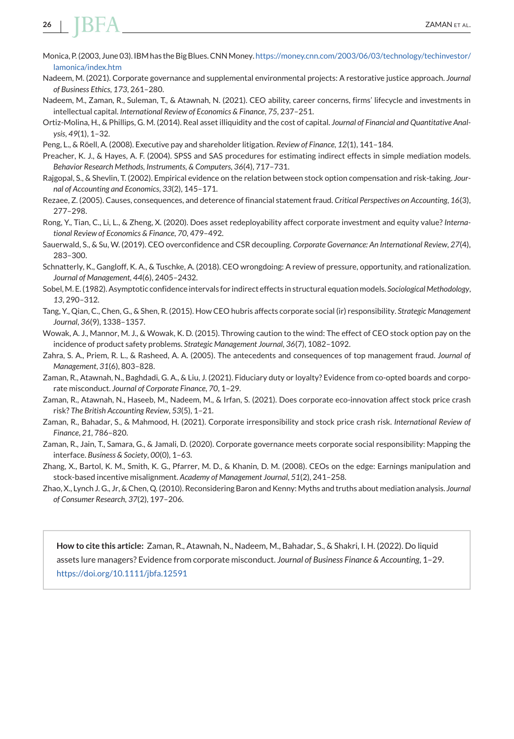Monica, P. (2003, June 03). IBM has the Big Blues. CNN Money. https://money.cnn.com/2003/06/03/technology/techinvestor/lamonica/index.htm

Nadeem, M. (2021). Corporate governance and supplemental environmental projects: A restorative justice approach. *Journal of Business Ethics*, *173*, 261–280.

Nadeem, M., Zaman, R., Suleman, T., & Atawnah, N. (2021). CEO ability, career concerns, firms' lifecycle and investments in intellectual capital. *International Review of Economics & Finance*, *75*, 237–251.

Ortiz-Molina, H., & Phillips, G. M. (2014). Real asset illiquidity and the cost of capital. *Journal of Financial and Quantitative Analysis*, *49*(1), 1–32.

Peng, L., & Röell, A. (2008). Executive pay and shareholder litigation. *Review of Finance*, *12*(1), 141–184.

Preacher, K. J., & Hayes, A. F. (2004). SPSS and SAS procedures for estimating indirect effects in simple mediation models. *Behavior Research Methods, Instruments, & Computers*, *36*(4), 717–731.

Rajgopal, S., & Shevlin, T. (2002). Empirical evidence on the relation between stock option compensation and risk-taking. *Journal of Accounting and Economics*, *33*(2), 145–171.

Rezaee, Z. (2005). Causes, consequences, and deterence of financial statement fraud. *Critical Perspectives on Accounting*, *16*(3), 277–298.

Rong, Y., Tian, C., Li, L., & Zheng, X. (2020). Does asset redeployability affect corporate investment and equity value? *International Review of Economics & Finance*, *70*, 479–492.

Sauerwald, S., & Su, W. (2019). CEO overconfidence and CSR decoupling. *Corporate Governance: An International Review*, *27*(4), 283–300.

Schnatterly, K., Gangloff, K. A., & Tuschke, A. (2018). CEO wrongdoing: A review of pressure, opportunity, and rationalization. *Journal of Management*, *44*(6), 2405–2432.

Sobel, M. E. (1982). Asymptotic confidence intervals for indirect effects in structural equation models. *Sociological Methodology*, *13*, 290–312.

Tang, Y., Qian, C., Chen, G., & Shen, R. (2015). How CEO hubris affects corporate social (ir) responsibility. *Strategic Management Journal*, *36*(9), 1338–1357.

Wowak, A. J., Mannor, M. J., & Wowak, K. D. (2015). Throwing caution to the wind: The effect of CEO stock option pay on the incidence of product safety problems. *Strategic Management Journal*, *36*(7), 1082–1092.

Zahra, S. A., Priem, R. L., & Rasheed, A. A. (2005). The antecedents and consequences of top management fraud. *Journal of Management*, *31*(6), 803–828.

Zaman, R., Atawnah, N., Baghdadi, G. A., & Liu, J. (2021). Fiduciary duty or loyalty? Evidence from co-opted boards and corporate misconduct. *Journal of Corporate Finance*, *70*, 1–29.

Zaman, R., Atawnah, N., Haseeb, M., Nadeem, M., & Irfan, S. (2021). Does corporate eco-innovation affect stock price crash risk? *The British Accounting Review*, *53*(5), 1–21.

Zaman, R., Bahadar, S., & Mahmood, H. (2021). Corporate irresponsibility and stock price crash risk. *International Review of Finance*, *21*, 786–820.

Zaman, R., Jain, T., Samara, G., & Jamali, D. (2020). Corporate governance meets corporate social responsibility: Mapping the interface. *Business & Society*, *00*(0), 1–63.

Zhang, X., Bartol, K. M., Smith, K. G., Pfarrer, M. D., & Khanin, D. M. (2008). CEOs on the edge: Earnings manipulation and stock-based incentive misalignment. *Academy of Management Journal*, *51*(2), 241–258.

Zhao, X., Lynch J. G., Jr, & Chen, Q. (2010). Reconsidering Baron and Kenny: Myths and truths about mediation analysis. *Journal of Consumer Research*, *37*(2), 197–206.

**How to cite this article:** Zaman, R., Atawnah, N., Nadeem, M., Bahadar, S., & Shakri, I. H. (2022). Do liquid assets lure managers? Evidence from corporate misconduct. *Journal of Business Finance & Accounting*, 1–29. https://doi.org/10.1111/jbfa.12591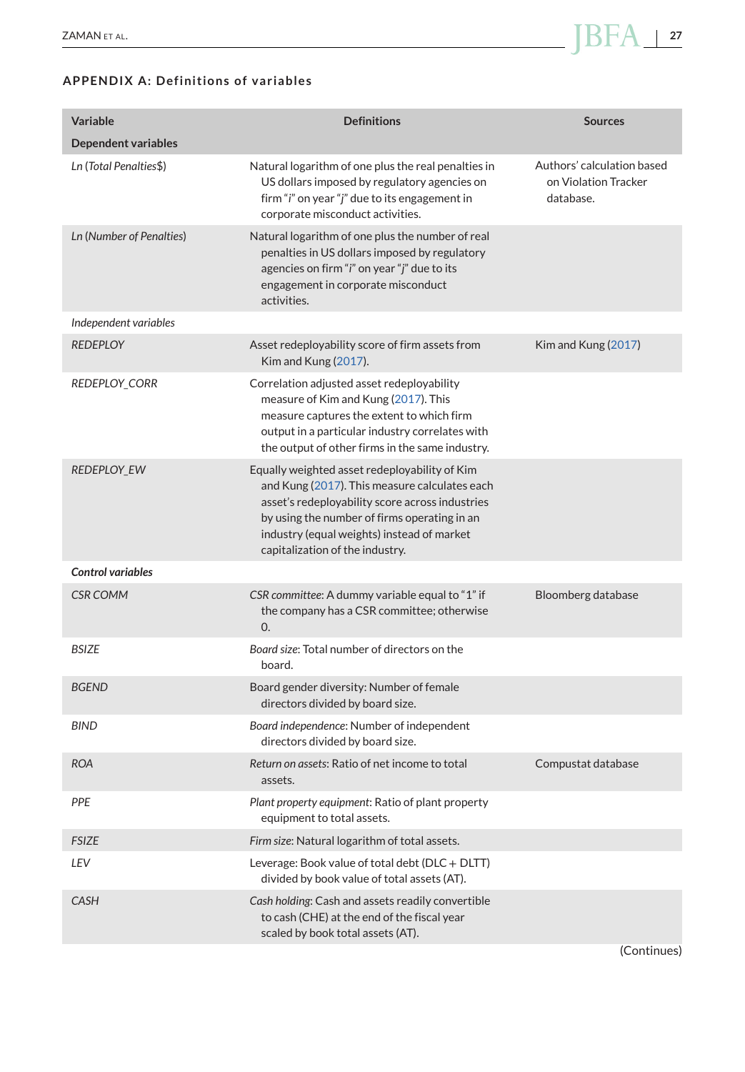## APPENDIX A: Definitions of variables

| Variable | Definitions | Sources |
|---|---|---|
| **Dependent variables** | | |
| *Ln* (*Total Penalties$*) | Natural logarithm of one plus the real penalties in US dollars imposed by regulatory agencies on firm "*i*" on year "*j*" due to its engagement in corporate misconduct activities. | Authors' calculation based on Violation Tracker database. |
| *Ln* (*Number of Penalties*) | Natural logarithm of one plus the number of real penalties in US dollars imposed by regulatory agencies on firm "*i*" on year "*j*" due to its engagement in corporate misconduct activities. | |
| *Independent variables* | | |
| *REDEPLOY* | Asset redeployability score of firm assets from Kim and Kung (2017). | Kim and Kung (2017) |
| *REDEPLOY_CORR* | Correlation adjusted asset redeployability measure of Kim and Kung (2017). This measure captures the extent to which firm output in a particular industry correlates with the output of other firms in the same industry. | |
| *REDEPLOY_EW* | Equally weighted asset redeployability of Kim and Kung (2017). This measure calculates each asset's redeployability score across industries by using the number of firms operating in an industry (equal weights) instead of market capitalization of the industry. | |
| ***Control variables*** | | |
| *CSR COMM* | *CSR committee*: A dummy variable equal to "1" if the company has a CSR committee; otherwise 0. | Bloomberg database |
| *BSIZE* | *Board size*: Total number of directors on the board. | |
| *BGEND* | Board gender diversity: Number of female directors divided by board size. | |
| *BIND* | *Board independence*: Number of independent directors divided by board size. | |
| *ROA* | *Return on assets*: Ratio of net income to total assets. | Compustat database |
| *PPE* | *Plant property equipment*: Ratio of plant property equipment to total assets. | |
| *FSIZE* | *Firm size*: Natural logarithm of total assets. | |
| *LEV* | Leverage: Book value of total debt (DLC + DLTT) divided by book value of total assets (AT). | |
| *CASH* | *Cash holding*: Cash and assets readily convertible to cash (CHE) at the end of the fiscal year scaled by book total assets (AT). | |

(Continues)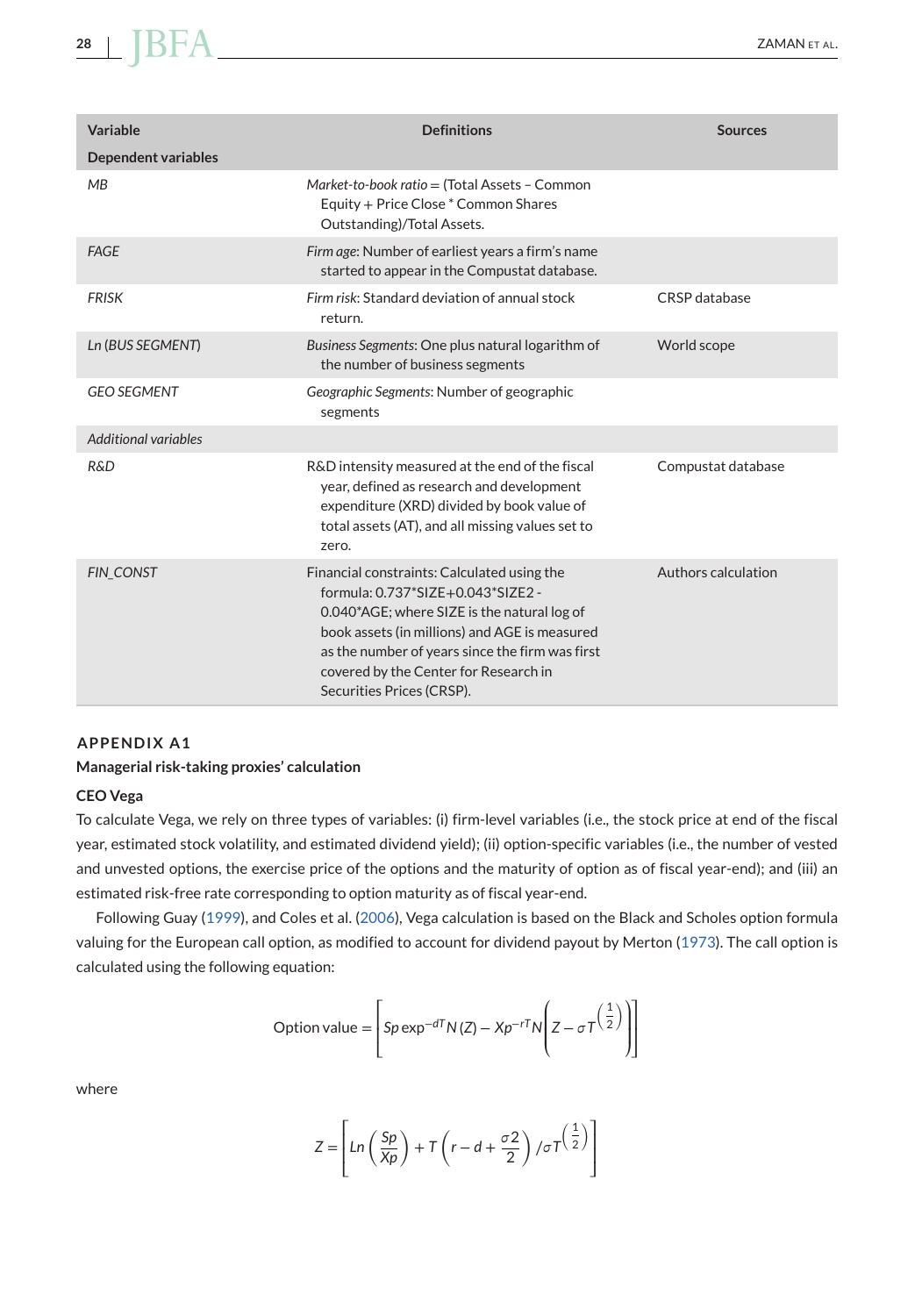| Variable | Definitions | Sources |
|---|---|---|
| **Dependent variables** | | |
| *MB* | *Market-to-book ratio* = (Total Assets – Common Equity + Price Close * Common Shares Outstanding)/Total Assets. | |
| *FAGE* | *Firm age*: Number of earliest years a firm's name started to appear in the Compustat database. | |
| *FRISK* | *Firm risk*: Standard deviation of annual stock return. | CRSP database |
| *Ln (BUS SEGMENT)* | *Business Segments*: One plus natural logarithm of the number of business segments | World scope |
| *GEO SEGMENT* | *Geographic Segments*: Number of geographic segments | |
| *Additional variables* | | |
| *R&D* | R&D intensity measured at the end of the fiscal year, defined as research and development expenditure (XRD) divided by book value of total assets (AT), and all missing values set to zero. | Compustat database |
| *FIN_CONST* | Financial constraints: Calculated using the formula: 0.737*SIZE+0.043*SIZE2 - 0.040*AGE; where SIZE is the natural log of book assets (in millions) and AGE is measured as the number of years since the firm was first covered by the Center for Research in Securities Prices (CRSP). | Authors calculation |

## APPENDIX A1

### Managerial risk-taking proxies' calculation

#### CEO Vega

To calculate Vega, we rely on three types of variables: (i) firm-level variables (i.e., the stock price at end of the fiscal year, estimated stock volatility, and estimated dividend yield); (ii) option-specific variables (i.e., the number of vested and unvested options, the exercise price of the options and the maturity of option as of fiscal year-end); and (iii) an estimated risk-free rate corresponding to option maturity as of fiscal year-end.

Following Guay (1999), and Coles et al. (2006), Vega calculation is based on the Black and Scholes option formula valuing for the European call option, as modified to account for dividend payout by Merton (1973). The call option is calculated using the following equation:

$$\text{Option value} = \left[ Sp \exp^{-dT} N(Z) - Xp^{-rT} N\left( Z - \sigma T^{\left(\frac{1}{2}\right)} \right) \right]$$

where

$$Z = \left[ Ln\left( \frac{Sp}{Xp} \right) + T\left( r - d + \frac{\sigma 2}{2} \right) / \sigma T^{\left(\frac{1}{2}\right)} \right]$$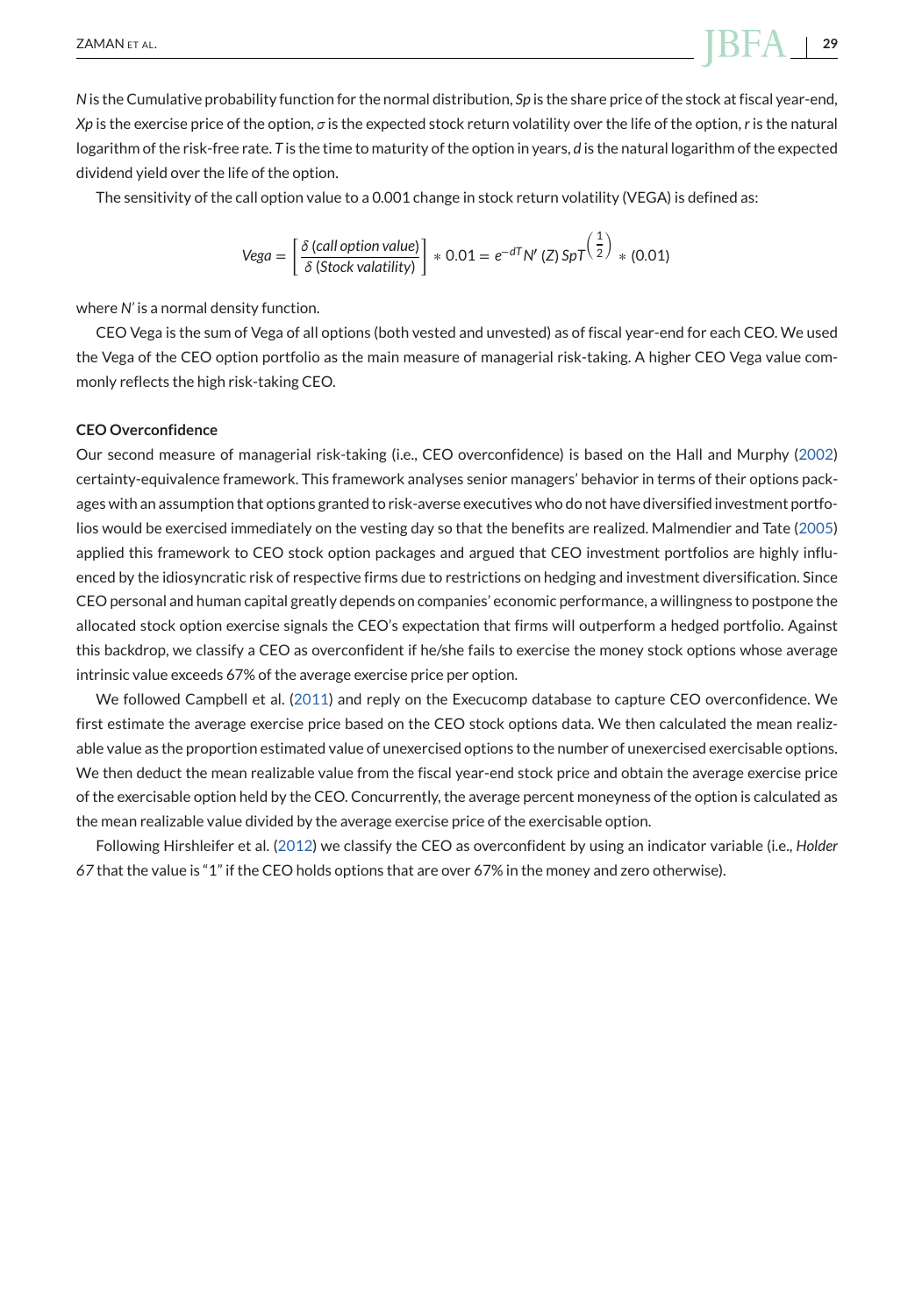$N$ is the Cumulative probability function for the normal distribution, $Sp$ is the share price of the stock at fiscal year-end, $Xp$ is the exercise price of the option, $\sigma$ is the expected stock return volatility over the life of the option, $r$ is the natural logarithm of the risk-free rate. $T$ is the time to maturity of the option in years, $d$ is the natural logarithm of the expected dividend yield over the life of the option.

The sensitivity of the call option value to a 0.001 change in stock return volatility (VEGA) is defined as:

$$Vega = \left[\frac{\delta\,(call\ option\ value)}{\delta\,(Stock\ volatility)}\right] * 0.01 = e^{-dT} N'\,(Z)\,SpT^{\left(\frac{1}{2}\right)} * (0.01)$$

where $N'$ is a normal density function.

CEO Vega is the sum of Vega of all options (both vested and unvested) as of fiscal year-end for each CEO. We used the Vega of the CEO option portfolio as the main measure of managerial risk-taking. A higher CEO Vega value commonly reflects the high risk-taking CEO.

**CEO Overconfidence**

Our second measure of managerial risk-taking (i.e., CEO overconfidence) is based on the Hall and Murphy (2002) certainty-equivalence framework. This framework analyses senior managers' behavior in terms of their options packages with an assumption that options granted to risk-averse executives who do not have diversified investment portfolios would be exercised immediately on the vesting day so that the benefits are realized. Malmendier and Tate (2005) applied this framework to CEO stock option packages and argued that CEO investment portfolios are highly influenced by the idiosyncratic risk of respective firms due to restrictions on hedging and investment diversification. Since CEO personal and human capital greatly depends on companies' economic performance, a willingness to postpone the allocated stock option exercise signals the CEO's expectation that firms will outperform a hedged portfolio. Against this backdrop, we classify a CEO as overconfident if he/she fails to exercise the money stock options whose average intrinsic value exceeds 67% of the average exercise price per option.

We followed Campbell et al. (2011) and reply on the Execucomp database to capture CEO overconfidence. We first estimate the average exercise price based on the CEO stock options data. We then calculated the mean realizable value as the proportion estimated value of unexercised options to the number of unexercised exercisable options. We then deduct the mean realizable value from the fiscal year-end stock price and obtain the average exercise price of the exercisable option held by the CEO. Concurrently, the average percent moneyness of the option is calculated as the mean realizable value divided by the average exercise price of the exercisable option.

Following Hirshleifer et al. (2012) we classify the CEO as overconfident by using an indicator variable (i.e., *Holder 67* that the value is "1" if the CEO holds options that are over 67% in the money and zero otherwise).